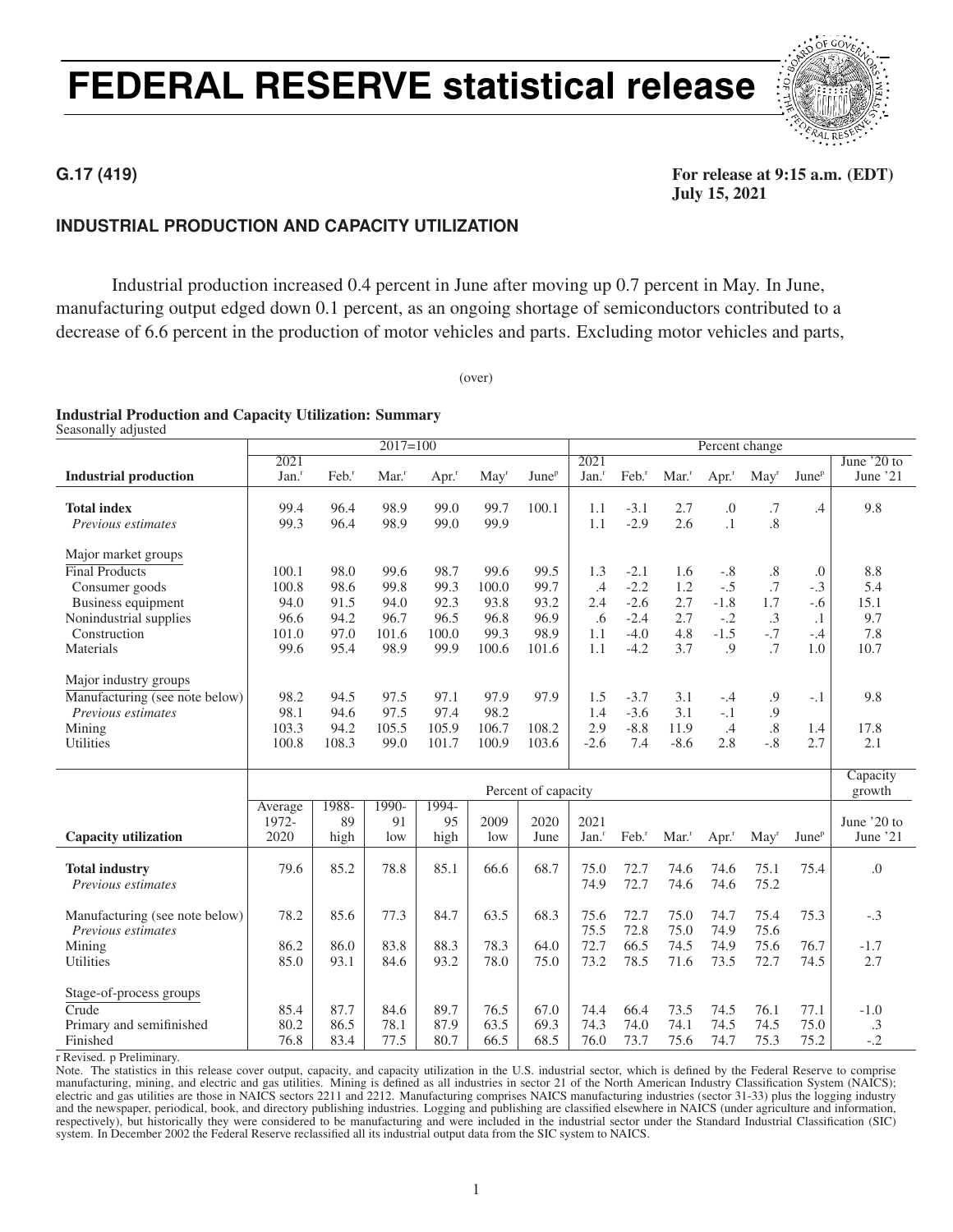# FEDERAL RESERVE statistical release

**G.17 (419)**

**For release at 9:15 a.m. (EDT)**
**July 15, 2021**

## INDUSTRIAL PRODUCTION AND CAPACITY UTILIZATION

Industrial production increased 0.4 percent in June after moving up 0.7 percent in May. In June, manufacturing output edged down 0.1 percent, as an ongoing shortage of semiconductors contributed to a decrease of 6.6 percent in the production of motor vehicles and parts. Excluding motor vehicles and parts,

(over)

**Industrial Production and Capacity Utilization: Summary**
Seasonally adjusted

| | 2017=100 | | | | | | Percent change | | | | | | |
|---|---|---|---|---|---|---|---|---|---|---|---|---|---|
| **Industrial production** | 2021 Jan.r | Feb.r | Mar.r | Apr.r | Mayr | Junep | 2021 Jan.r | Feb.r | Mar.r | Apr.r | Mayr | Junep | June '20 to June '21 |
| **Total index** | 99.4 | 96.4 | 98.9 | 99.0 | 99.7 | 100.1 | 1.1 | -3.1 | 2.7 | .0 | .7 | .4 | 9.8 |
| *Previous estimates* | 99.3 | 96.4 | 98.9 | 99.0 | 99.9 | | 1.1 | -2.9 | 2.6 | .1 | .8 | | |
| Major market groups | | | | | | | | | | | | | |
| Final Products | 100.1 | 98.0 | 99.6 | 98.7 | 99.6 | 99.5 | 1.3 | -2.1 | 1.6 | -.8 | .8 | .0 | 8.8 |
| Consumer goods | 100.8 | 98.6 | 99.8 | 99.3 | 100.0 | 99.7 | .4 | -2.2 | 1.2 | -.5 | .7 | -.3 | 5.4 |
| Business equipment | 94.0 | 91.5 | 94.0 | 92.3 | 93.8 | 93.2 | 2.4 | -2.6 | 2.7 | -1.8 | 1.7 | -.6 | 15.1 |
| Nonindustrial supplies | 96.6 | 94.2 | 96.7 | 96.5 | 96.8 | 96.9 | .6 | -2.4 | 2.7 | -.2 | .3 | .1 | 9.7 |
| Construction | 101.0 | 97.0 | 101.6 | 100.0 | 99.3 | 98.9 | 1.1 | -4.0 | 4.8 | -1.5 | -.7 | -.4 | 7.8 |
| Materials | 99.6 | 95.4 | 98.9 | 99.9 | 100.6 | 101.6 | 1.1 | -4.2 | 3.7 | .9 | .7 | 1.0 | 10.7 |
| Major industry groups | | | | | | | | | | | | | |
| Manufacturing (see note below) | 98.2 | 94.5 | 97.5 | 97.1 | 97.9 | 97.9 | 1.5 | -3.7 | 3.1 | -.4 | .9 | -.1 | 9.8 |
| *Previous estimates* | 98.1 | 94.6 | 97.5 | 97.4 | 98.2 | | 1.4 | -3.6 | 3.1 | -.1 | .9 | | |
| Mining | 103.3 | 94.2 | 105.5 | 105.9 | 106.7 | 108.2 | 2.9 | -8.8 | 11.9 | .4 | .8 | 1.4 | 17.8 |
| Utilities | 100.8 | 108.3 | 99.0 | 101.7 | 100.9 | 103.6 | -2.6 | 7.4 | -8.6 | 2.8 | -.8 | 2.7 | 2.1 |

| | Percent of capacity | | | | | | | | | | | | Capacity growth |
|---|---|---|---|---|---|---|---|---|---|---|---|---|---|
| **Capacity utilization** | Average 1972-2020 | 1988-89 high | 1990-91 low | 1994-95 high | 2009 low | 2020 June | 2021 Jan.r | Feb.r | Mar.r | Apr.r | Mayr | Junep | June '20 to June '21 |
| **Total industry** | 79.6 | 85.2 | 78.8 | 85.1 | 66.6 | 68.7 | 75.0 | 72.7 | 74.6 | 74.6 | 75.1 | 75.4 | .0 |
| *Previous estimates* | | | | | | | 74.9 | 72.7 | 74.6 | 74.6 | 75.2 | | |
| Manufacturing (see note below) | 78.2 | 85.6 | 77.3 | 84.7 | 63.5 | 68.3 | 75.6 | 72.7 | 75.0 | 74.7 | 75.4 | 75.3 | -.3 |
| *Previous estimates* | | | | | | | 75.5 | 72.8 | 75.0 | 74.9 | 75.6 | | |
| Mining | 86.2 | 86.0 | 83.8 | 88.3 | 78.3 | 64.0 | 72.7 | 66.5 | 74.5 | 74.9 | 75.6 | 76.7 | -1.7 |
| Utilities | 85.0 | 93.1 | 84.6 | 93.2 | 78.0 | 75.0 | 73.2 | 78.5 | 71.6 | 73.5 | 72.7 | 74.5 | 2.7 |
| Stage-of-process groups | | | | | | | | | | | | | |
| Crude | 85.4 | 87.7 | 84.6 | 89.7 | 76.5 | 67.0 | 74.4 | 66.4 | 73.5 | 74.5 | 76.1 | 77.1 | -1.0 |
| Primary and semifinished | 80.2 | 86.5 | 78.1 | 87.9 | 63.5 | 69.3 | 74.3 | 74.0 | 74.1 | 74.5 | 74.5 | 75.0 | .3 |
| Finished | 76.8 | 83.4 | 77.5 | 80.7 | 66.5 | 68.5 | 76.0 | 73.7 | 75.6 | 74.7 | 75.3 | 75.2 | -.2 |

r Revised. p Preliminary.

Note. The statistics in this release cover output, capacity, and capacity utilization in the U.S. industrial sector, which is defined by the Federal Reserve to comprise manufacturing, mining, and electric and gas utilities. Mining is defined as all industries in sector 21 of the North American Industry Classification System (NAICS); electric and gas utilities are those in NAICS sectors 2211 and 2212. Manufacturing comprises NAICS manufacturing industries (sector 31-33) plus the logging industry and the newspaper, periodical, book, and directory publishing industries. Logging and publishing are classified elsewhere in NAICS (under agriculture and information, respectively), but historically they were considered to be manufacturing and were included in the industrial sector under the Standard Industrial Classification (SIC) system. In December 2002 the Federal Reserve reclassified all its industrial output data from the SIC system to NAICS.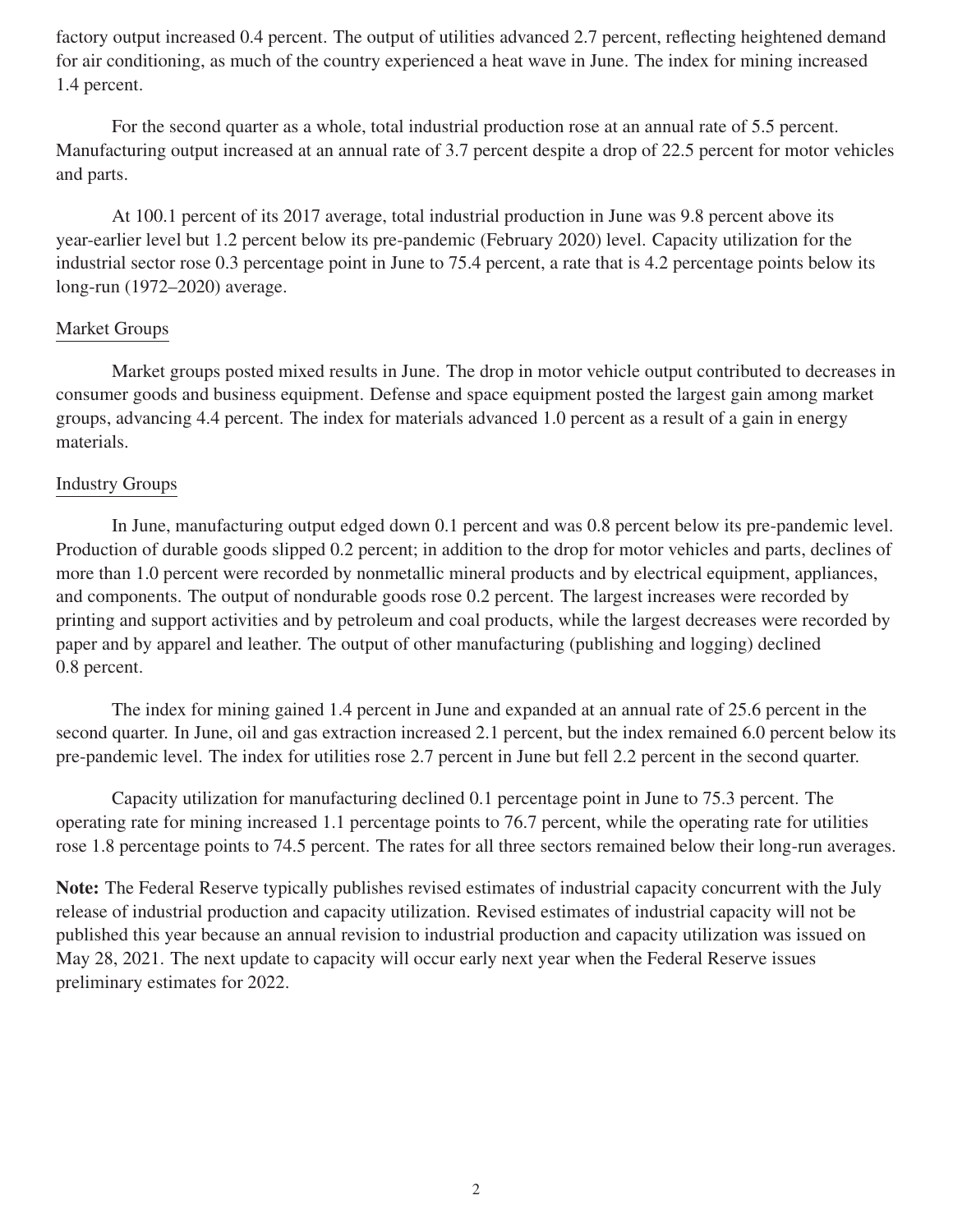factory output increased 0.4 percent. The output of utilities advanced 2.7 percent, reflecting heightened demand for air conditioning, as much of the country experienced a heat wave in June. The index for mining increased 1.4 percent.

For the second quarter as a whole, total industrial production rose at an annual rate of 5.5 percent. Manufacturing output increased at an annual rate of 3.7 percent despite a drop of 22.5 percent for motor vehicles and parts.

At 100.1 percent of its 2017 average, total industrial production in June was 9.8 percent above its year-earlier level but 1.2 percent below its pre-pandemic (February 2020) level. Capacity utilization for the industrial sector rose 0.3 percentage point in June to 75.4 percent, a rate that is 4.2 percentage points below its long-run (1972–2020) average.

## Market Groups

Market groups posted mixed results in June. The drop in motor vehicle output contributed to decreases in consumer goods and business equipment. Defense and space equipment posted the largest gain among market groups, advancing 4.4 percent. The index for materials advanced 1.0 percent as a result of a gain in energy materials.

## Industry Groups

In June, manufacturing output edged down 0.1 percent and was 0.8 percent below its pre-pandemic level. Production of durable goods slipped 0.2 percent; in addition to the drop for motor vehicles and parts, declines of more than 1.0 percent were recorded by nonmetallic mineral products and by electrical equipment, appliances, and components. The output of nondurable goods rose 0.2 percent. The largest increases were recorded by printing and support activities and by petroleum and coal products, while the largest decreases were recorded by paper and by apparel and leather. The output of other manufacturing (publishing and logging) declined 0.8 percent.

The index for mining gained 1.4 percent in June and expanded at an annual rate of 25.6 percent in the second quarter. In June, oil and gas extraction increased 2.1 percent, but the index remained 6.0 percent below its pre-pandemic level. The index for utilities rose 2.7 percent in June but fell 2.2 percent in the second quarter.

Capacity utilization for manufacturing declined 0.1 percentage point in June to 75.3 percent. The operating rate for mining increased 1.1 percentage points to 76.7 percent, while the operating rate for utilities rose 1.8 percentage points to 74.5 percent. The rates for all three sectors remained below their long-run averages.

**Note:** The Federal Reserve typically publishes revised estimates of industrial capacity concurrent with the July release of industrial production and capacity utilization. Revised estimates of industrial capacity will not be published this year because an annual revision to industrial production and capacity utilization was issued on May 28, 2021. The next update to capacity will occur early next year when the Federal Reserve issues preliminary estimates for 2022.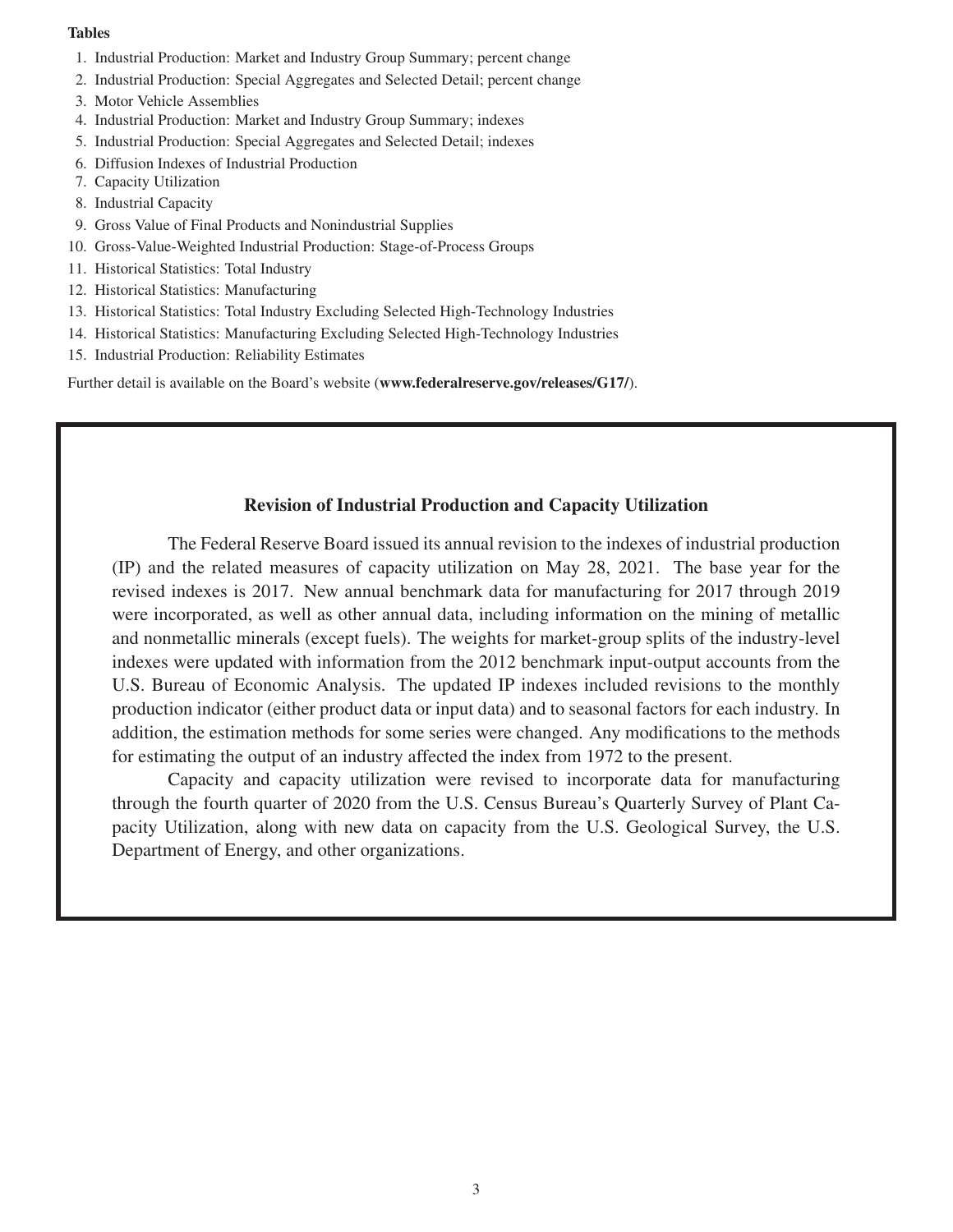**Tables**

1. Industrial Production: Market and Industry Group Summary; percent change
2. Industrial Production: Special Aggregates and Selected Detail; percent change
3. Motor Vehicle Assemblies
4. Industrial Production: Market and Industry Group Summary; indexes
5. Industrial Production: Special Aggregates and Selected Detail; indexes
6. Diffusion Indexes of Industrial Production
7. Capacity Utilization
8. Industrial Capacity
9. Gross Value of Final Products and Nonindustrial Supplies
10. Gross-Value-Weighted Industrial Production: Stage-of-Process Groups
11. Historical Statistics: Total Industry
12. Historical Statistics: Manufacturing
13. Historical Statistics: Total Industry Excluding Selected High-Technology Industries
14. Historical Statistics: Manufacturing Excluding Selected High-Technology Industries
15. Industrial Production: Reliability Estimates

Further detail is available on the Board's website (**www.federalreserve.gov/releases/G17/**).

## Revision of Industrial Production and Capacity Utilization

The Federal Reserve Board issued its annual revision to the indexes of industrial production (IP) and the related measures of capacity utilization on May 28, 2021. The base year for the revised indexes is 2017. New annual benchmark data for manufacturing for 2017 through 2019 were incorporated, as well as other annual data, including information on the mining of metallic and nonmetallic minerals (except fuels). The weights for market-group splits of the industry-level indexes were updated with information from the 2012 benchmark input-output accounts from the U.S. Bureau of Economic Analysis. The updated IP indexes included revisions to the monthly production indicator (either product data or input data) and to seasonal factors for each industry. In addition, the estimation methods for some series were changed. Any modifications to the methods for estimating the output of an industry affected the index from 1972 to the present.

Capacity and capacity utilization were revised to incorporate data for manufacturing through the fourth quarter of 2020 from the U.S. Census Bureau's Quarterly Survey of Plant Capacity Utilization, along with new data on capacity from the U.S. Geological Survey, the U.S. Department of Energy, and other organizations.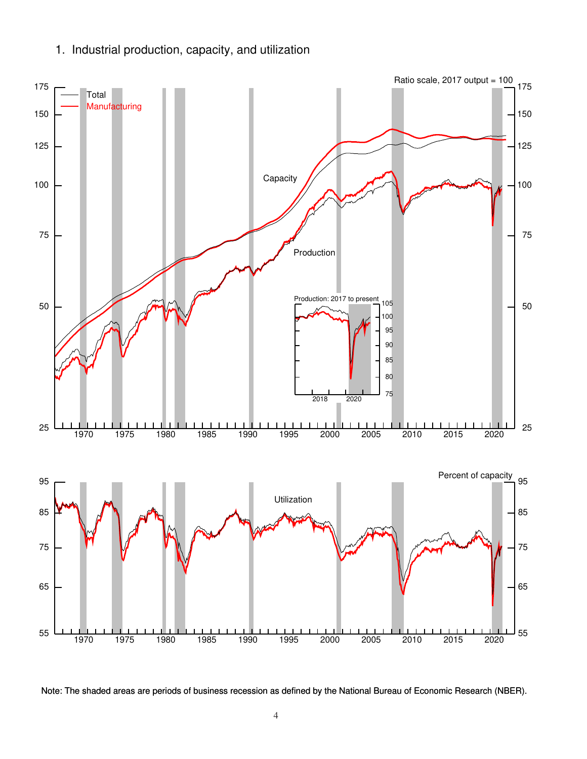## 1. Industrial production, capacity, and utilization

Note: The shaded areas are periods of business recession as defined by the National Bureau of Economic Research (NBER).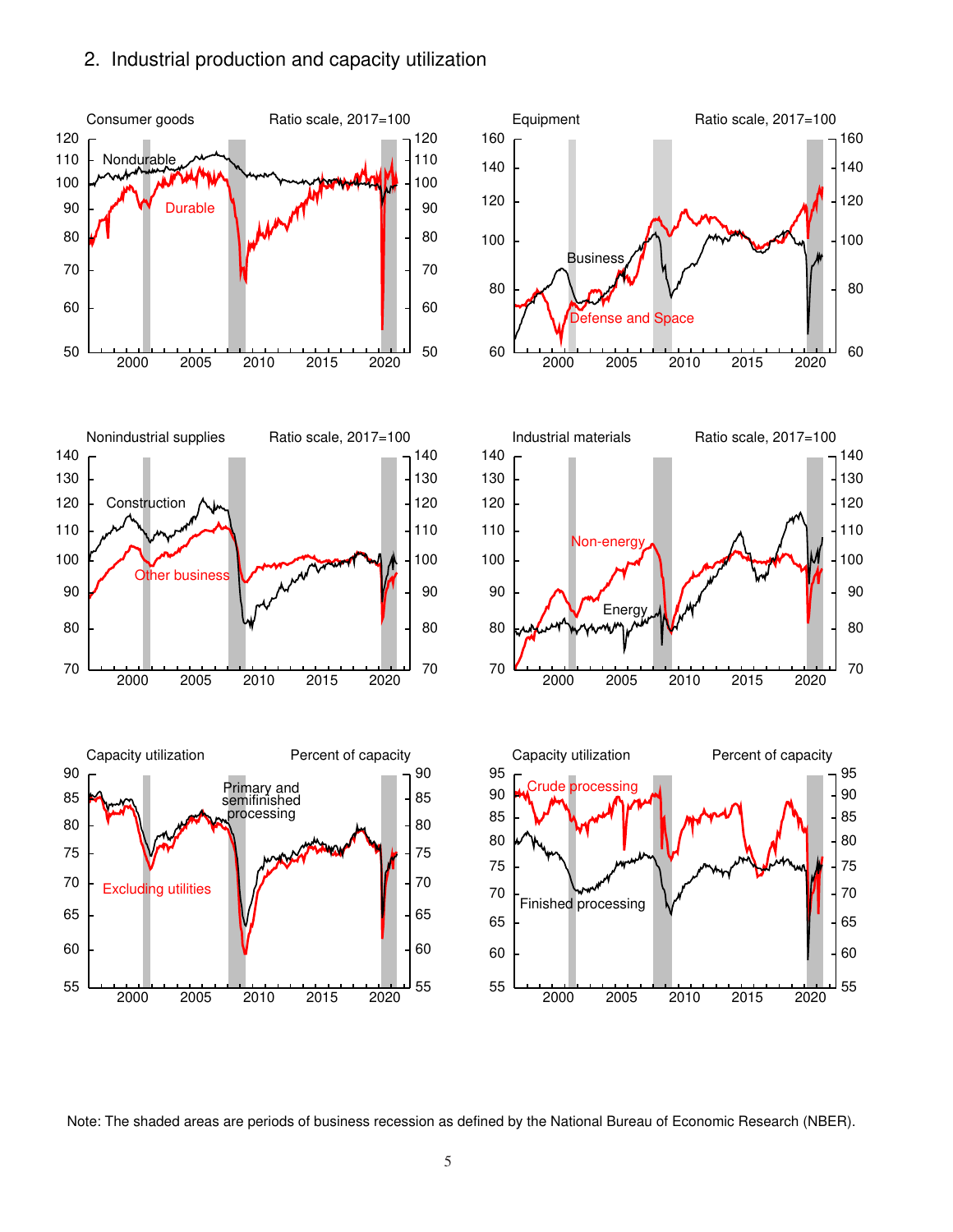## 2. Industrial production and capacity utilization

Consumer goods — Ratio scale, 2017=100

Nondurable

Durable

Equipment — Ratio scale, 2017=100

Business

Defense and Space

Nonindustrial supplies — Ratio scale, 2017=100

Construction

Other business

Industrial materials — Ratio scale, 2017=100

Non-energy

Energy

Capacity utilization — Percent of capacity

Primary and semifinished processing

Excluding utilities

Capacity utilization — Percent of capacity

Crude processing

Finished processing

Note: The shaded areas are periods of business recession as defined by the National Bureau of Economic Research (NBER).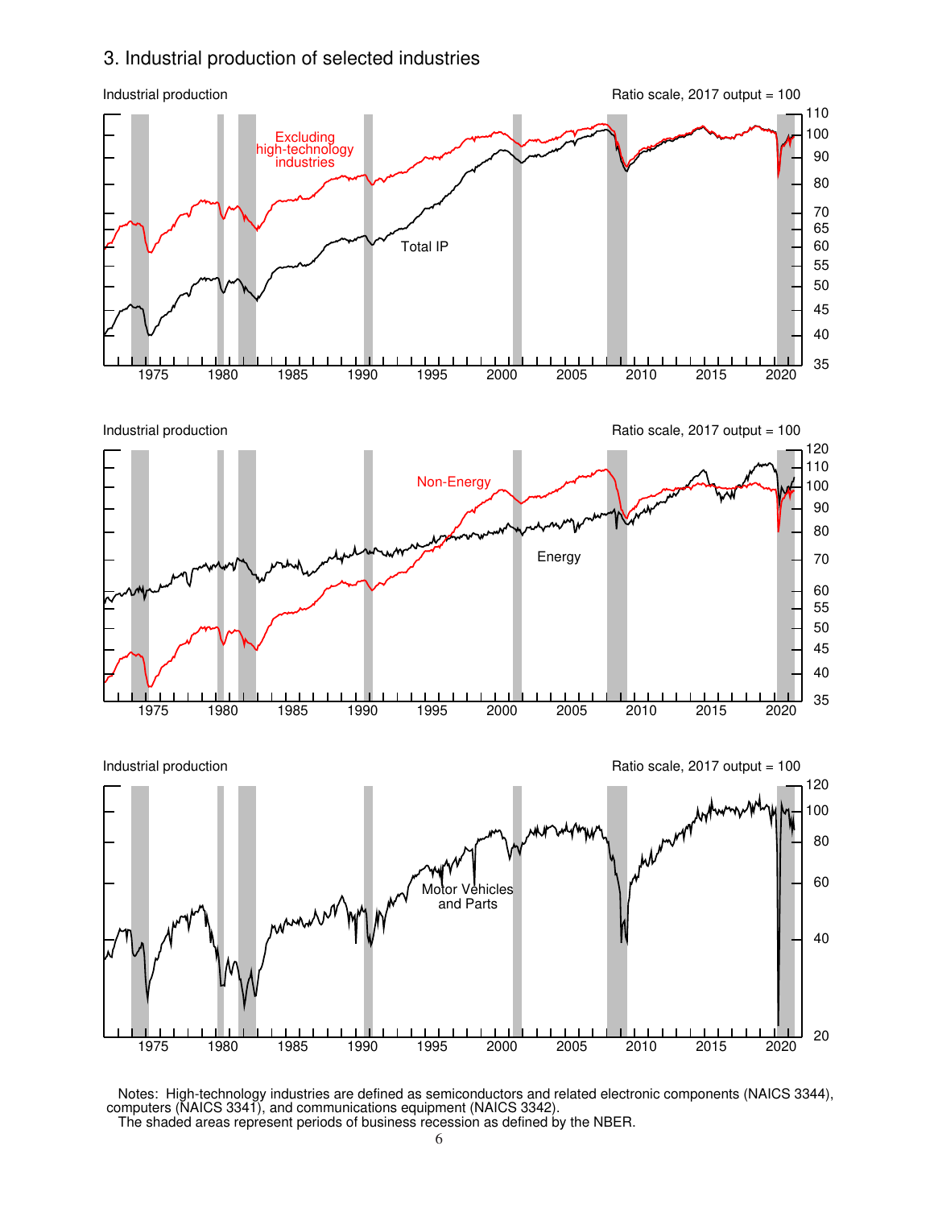## 3. Industrial production of selected industries

Industrial production

Ratio scale, 2017 output = 100

Excluding high-technology industries

Total IP

Industrial production

Ratio scale, 2017 output = 100

Non-Energy

Energy

Industrial production

Ratio scale, 2017 output = 100

Motor Vehicles and Parts

Notes: High-technology industries are defined as semiconductors and related electronic components (NAICS 3344), computers (NAICS 3341), and communications equipment (NAICS 3342).
The shaded areas represent periods of business recession as defined by the NBER.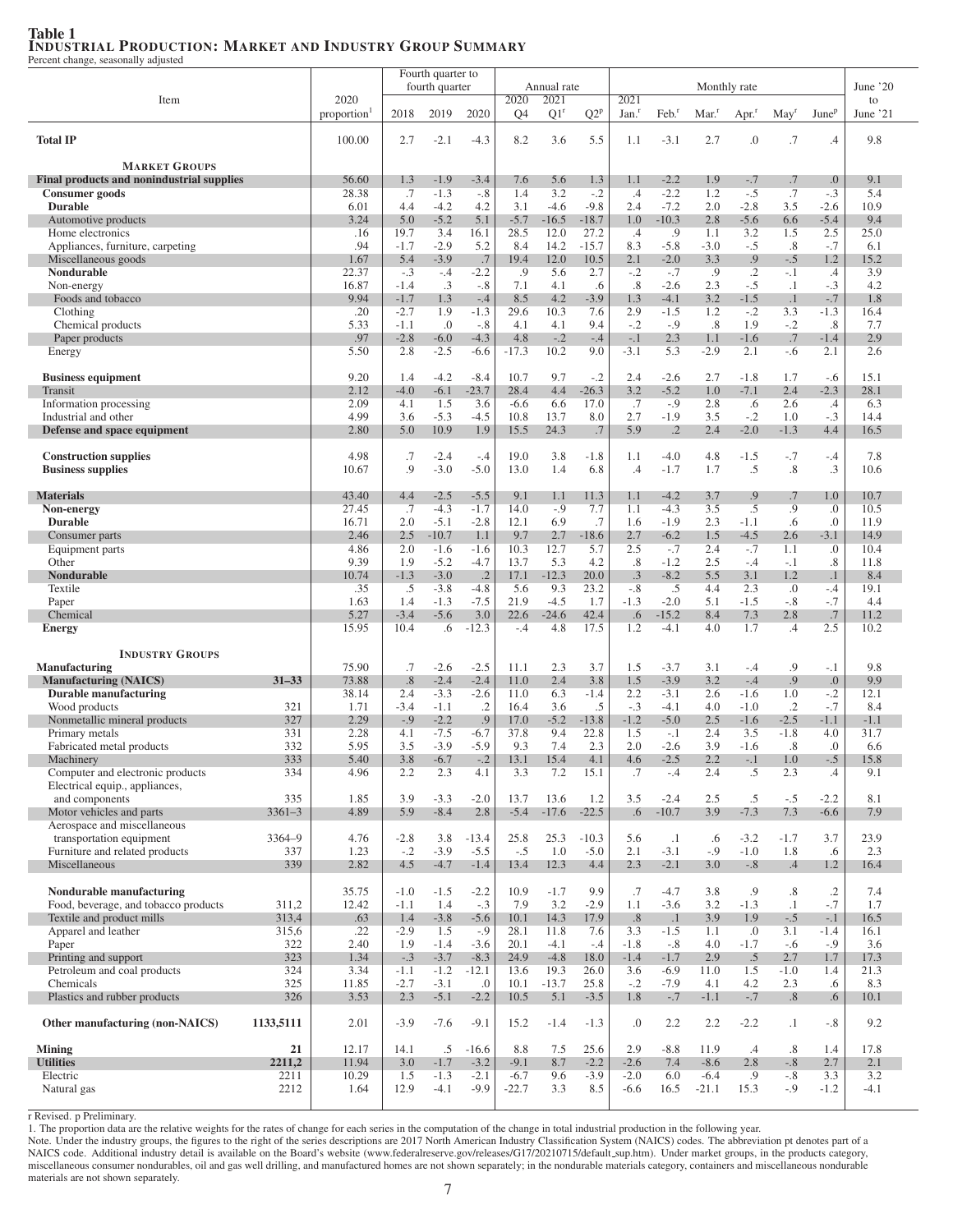**Table 1**
**INDUSTRIAL PRODUCTION: MARKET AND INDUSTRY GROUP SUMMARY**
Percent change, seasonally adjusted

| Item | | 2020 proportion[1] | Fourth quarter to fourth quarter 2018 | 2019 | 2020 | Annual rate 2020 Q4 | 2021 Q1[r] | Q2[p] | Monthly rate 2021 Jan.[r] | Feb.[r] | Mar.[r] | Apr.[r] | May[r] | June[p] | June '20 to June '21 |
|---|---|---|---|---|---|---|---|---|---|---|---|---|---|---|---|
| **Total IP** | | 100.00 | 2.7 | -2.1 | -4.3 | 8.2 | 3.6 | 5.5 | 1.1 | -3.1 | 2.7 | .0 | .7 | .4 | 9.8 |
| **MARKET GROUPS** | | | | | | | | | | | | | | | |
| **Final products and nonindustrial supplies** | | 56.60 | 1.3 | -1.9 | -3.4 | 7.6 | 5.6 | 1.3 | 1.1 | -2.2 | 1.9 | -.7 | .7 | .0 | 9.1 |
| **Consumer goods** | | 28.38 | .7 | -1.3 | -.8 | 1.4 | 3.2 | -.2 | .4 | -2.2 | 1.2 | -.5 | .7 | -.3 | 5.4 |
| **Durable** | | 6.01 | 4.4 | -4.2 | 4.2 | 3.1 | -4.6 | -9.8 | 2.4 | -7.2 | 2.0 | -2.8 | 3.5 | -2.6 | 10.9 |
| Automotive products | | 3.24 | 5.0 | -5.2 | 5.1 | -5.7 | -16.5 | -18.7 | 1.0 | -10.3 | 2.8 | -5.6 | 6.6 | -5.4 | 9.4 |
| Home electronics | | .16 | 19.7 | 3.4 | 16.1 | 28.5 | 12.0 | 27.2 | .4 | .9 | 1.1 | 3.2 | 1.5 | 2.5 | 25.0 |
| Appliances, furniture, carpeting | | .94 | -1.7 | -2.9 | 5.2 | 8.4 | 14.2 | -15.7 | 8.3 | -5.8 | -3.0 | -.5 | .8 | -.7 | 6.1 |
| Miscellaneous goods | | 1.67 | 5.4 | -3.9 | .7 | 19.4 | 12.0 | 10.5 | 2.1 | -2.0 | 3.3 | .9 | -.5 | 1.2 | 15.2 |
| **Nondurable** | | 22.37 | -.3 | -.4 | -2.2 | .9 | 5.6 | 2.7 | -.2 | -.7 | .9 | .2 | -.1 | .4 | 3.9 |
| Non-energy | | 16.87 | -1.4 | .3 | -.8 | 7.1 | 4.1 | .6 | .8 | -2.6 | 2.3 | -.5 | .1 | -.3 | 4.2 |
| Foods and tobacco | | 9.94 | -1.7 | 1.3 | -.4 | 8.5 | 4.2 | -3.9 | 1.3 | -4.1 | 3.2 | -1.5 | .1 | -.7 | 1.8 |
| Clothing | | .20 | -2.7 | 1.9 | -1.3 | 29.6 | 10.3 | 7.6 | 2.9 | -1.5 | 1.2 | -.2 | 3.3 | -1.3 | 16.4 |
| Chemical products | | 5.33 | -1.1 | .0 | -.8 | 4.1 | 4.1 | 9.4 | -.2 | -.9 | .8 | 1.9 | -.2 | .8 | 7.7 |
| Paper products | | .97 | -2.8 | -6.0 | -4.3 | 4.8 | -.2 | -.4 | -.1 | 2.3 | 1.1 | -1.6 | .7 | -1.4 | 2.9 |
| Energy | | 5.50 | 2.8 | -2.5 | -6.6 | -17.3 | 10.2 | 9.0 | -3.1 | 5.3 | -2.9 | 2.1 | -.6 | 2.1 | 2.6 |
| **Business equipment** | | 9.20 | 1.4 | -4.2 | -8.4 | 10.7 | 9.7 | -.2 | 2.4 | -2.6 | 2.7 | -1.8 | 1.7 | -.6 | 15.1 |
| Transit | | 2.12 | -4.0 | -6.1 | -23.7 | 28.4 | 4.4 | -26.3 | 3.2 | -5.2 | 1.0 | -7.1 | 2.4 | -2.3 | 28.1 |
| Information processing | | 2.09 | 4.1 | 1.5 | 3.6 | -6.6 | 6.6 | 17.0 | .7 | -.9 | 2.8 | .6 | 2.6 | .4 | 6.3 |
| Industrial and other | | 4.99 | 3.6 | -5.3 | -4.5 | 10.8 | 13.7 | 8.0 | 2.7 | -1.9 | 3.5 | -.2 | 1.0 | -.3 | 14.4 |
| **Defense and space equipment** | | 2.80 | 5.0 | 10.9 | 1.9 | 15.5 | 24.3 | .7 | 5.9 | .2 | 2.4 | -2.0 | -1.3 | 4.4 | 16.5 |
| **Construction supplies** | | 4.98 | .7 | -2.4 | -.4 | 19.0 | 3.8 | -1.8 | 1.1 | -4.0 | 4.8 | -1.5 | -.7 | -.4 | 7.8 |
| **Business supplies** | | 10.67 | .9 | -3.0 | -5.0 | 13.0 | 1.4 | 6.8 | .4 | -1.7 | 1.7 | .5 | .8 | .3 | 10.6 |
| **Materials** | | 43.40 | 4.4 | -2.5 | -5.5 | 9.1 | 1.1 | 11.3 | 1.1 | -4.2 | 3.7 | .9 | .7 | 1.0 | 10.7 |
| **Non-energy** | | 27.45 | .7 | -4.3 | -1.7 | 14.0 | -.9 | 7.7 | 1.1 | -4.3 | 3.5 | .5 | .9 | .0 | 10.5 |
| **Durable** | | 16.71 | 2.0 | -5.1 | -2.8 | 12.1 | 6.9 | .7 | 1.6 | -1.9 | 2.3 | -1.1 | .6 | .0 | 11.9 |
| Consumer parts | | 2.46 | 2.5 | -10.7 | 1.1 | 9.7 | 2.7 | -18.6 | 2.7 | -6.2 | 1.5 | -4.5 | 2.6 | -3.1 | 14.9 |
| Equipment parts | | 4.86 | 2.0 | -1.6 | -1.6 | 10.3 | 12.7 | 5.7 | 2.5 | -.7 | 2.4 | -.7 | 1.1 | .0 | 10.4 |
| Other | | 9.39 | 1.9 | -5.2 | -4.7 | 13.7 | 5.3 | 4.2 | .8 | -1.2 | 2.5 | -.4 | -.1 | .8 | 11.8 |
| **Nondurable** | | 10.74 | -1.3 | -3.0 | .2 | 17.1 | -12.3 | 20.0 | .3 | -8.2 | 5.5 | 3.1 | 1.2 | .1 | 8.4 |
| Textile | | .35 | .5 | -3.8 | -4.8 | 5.6 | 9.3 | 23.2 | -.8 | .5 | 4.4 | 2.3 | .0 | -.4 | 19.1 |
| Paper | | 1.63 | 1.4 | -1.3 | -7.5 | 21.9 | -4.5 | 1.7 | -1.3 | -2.0 | 5.1 | -1.5 | -.8 | -.7 | 4.4 |
| Chemical | | 5.27 | -3.4 | -5.6 | 3.0 | 22.6 | -24.6 | 42.4 | .6 | -15.2 | 8.4 | 7.3 | 2.8 | .7 | 11.2 |
| **Energy** | | 15.95 | 10.4 | .6 | -12.3 | -.4 | 4.8 | 17.5 | 1.2 | -4.1 | 4.0 | 1.7 | .4 | 2.5 | 10.2 |
| **INDUSTRY GROUPS** | | | | | | | | | | | | | | | |
| **Manufacturing** | | 75.90 | .7 | -2.6 | -2.5 | 11.1 | 2.3 | 3.7 | 1.5 | -3.7 | 3.1 | -.4 | .9 | -.1 | 9.8 |
| **Manufacturing (NAICS)** | 31–33 | 73.88 | .8 | -2.4 | -2.4 | 11.0 | 2.4 | 3.8 | 1.5 | -3.9 | 3.2 | -.4 | .9 | .0 | 9.9 |
| **Durable manufacturing** | | 38.14 | 2.4 | -3.3 | -2.6 | 11.0 | 6.3 | -1.4 | 2.2 | -3.1 | 2.6 | -1.6 | 1.0 | -.2 | 12.1 |
| Wood products | 321 | 1.71 | -3.4 | -1.1 | .2 | 16.4 | 3.6 | .5 | -.3 | -4.1 | 4.0 | -1.0 | .2 | -.7 | 8.4 |
| Nonmetallic mineral products | 327 | 2.29 | -.9 | -2.2 | .9 | 17.0 | -5.2 | -13.8 | -1.2 | -5.0 | 2.5 | -1.6 | -2.5 | -1.1 | -1.1 |
| Primary metals | 331 | 2.28 | 4.1 | -7.5 | -6.7 | 37.8 | 9.4 | 22.8 | 1.5 | -.1 | 2.4 | 3.5 | -1.8 | 4.0 | 31.7 |
| Fabricated metal products | 332 | 5.95 | 3.5 | -3.9 | -5.9 | 9.3 | 7.4 | 2.3 | 2.0 | -2.6 | 3.9 | -1.6 | .8 | .0 | 6.6 |
| Machinery | 333 | 5.40 | 3.8 | -6.7 | -.2 | 13.1 | 15.4 | 4.1 | 4.6 | -2.5 | 2.2 | -.1 | 1.0 | -.5 | 15.8 |
| Computer and electronic products | 334 | 4.96 | 2.2 | 2.3 | 4.1 | 3.3 | 7.2 | 15.1 | .7 | -.4 | 2.4 | .5 | 2.3 | .4 | 9.1 |
| Electrical equip., appliances, and components | 335 | 1.85 | 3.9 | -3.3 | -2.0 | 13.7 | 13.6 | 1.2 | 3.5 | -2.4 | 2.5 | .5 | -.5 | -2.2 | 8.1 |
| Motor vehicles and parts | 3361–3 | 4.89 | 5.9 | -8.4 | 2.8 | -5.4 | -17.6 | -22.5 | .6 | -10.7 | 3.9 | -7.3 | 7.3 | -6.6 | 7.9 |
| Aerospace and miscellaneous transportation equipment | 3364–9 | 4.76 | -2.8 | 3.8 | -13.4 | 25.8 | 25.3 | -10.3 | 5.6 | .1 | .6 | -3.2 | -1.7 | 3.7 | 23.9 |
| Furniture and related products | 337 | 1.23 | -.2 | -3.9 | -5.5 | -.5 | 1.0 | -5.0 | 2.1 | -3.1 | -.9 | -1.0 | 1.8 | .6 | 2.3 |
| Miscellaneous | 339 | 2.82 | 4.5 | -4.7 | -1.4 | 13.4 | 12.3 | 4.4 | 2.3 | -2.1 | 3.0 | -.8 | .4 | 1.2 | 16.4 |
| **Nondurable manufacturing** | | 35.75 | -1.0 | -1.5 | -2.2 | 10.9 | -1.7 | 9.9 | .7 | -4.7 | 3.8 | .9 | .8 | .2 | 7.4 |
| Food, beverage, and tobacco products | 311,2 | 12.42 | -1.1 | 1.4 | -.3 | 7.9 | 3.2 | -2.9 | 1.1 | -3.6 | 3.2 | -1.3 | .1 | -.7 | 1.7 |
| Textile and product mills | 313,4 | .63 | 1.4 | -3.8 | -5.6 | 10.1 | 14.3 | 17.9 | .8 | .1 | 3.9 | 1.9 | -.5 | -.1 | 16.5 |
| Apparel and leather | 315,6 | .22 | -2.9 | 1.5 | -.9 | 28.1 | 11.8 | 7.6 | 3.3 | -1.5 | 1.1 | .0 | 3.1 | -1.4 | 16.1 |
| Paper | 322 | 2.40 | 1.9 | -1.4 | -3.6 | 20.1 | -4.1 | -.4 | -1.8 | -.8 | 4.0 | -1.7 | -.6 | -.9 | 3.6 |
| Printing and support | 323 | 1.34 | -.3 | -3.7 | -8.3 | 24.9 | -4.8 | 18.0 | -1.4 | -1.7 | 2.9 | .5 | 2.7 | 1.7 | 17.3 |
| Petroleum and coal products | 324 | 3.34 | -1.1 | -1.2 | -12.1 | 13.6 | 19.3 | 26.0 | 3.6 | -6.9 | 11.0 | 1.5 | -1.0 | 1.4 | 21.3 |
| Chemicals | 325 | 11.85 | -2.7 | -3.1 | .0 | 10.1 | -13.7 | 25.8 | -.2 | -7.9 | 4.1 | 4.2 | 2.3 | .6 | 8.3 |
| Plastics and rubber products | 326 | 3.53 | 2.3 | -5.1 | -2.2 | 10.5 | 5.1 | -3.5 | 1.8 | -.7 | -1.1 | -.7 | .8 | .6 | 10.1 |
| **Other manufacturing (non-NAICS)** | 1133,5111 | 2.01 | -3.9 | -7.6 | -9.1 | 15.2 | -1.4 | -1.3 | .0 | 2.2 | 2.2 | -2.2 | .1 | -.8 | 9.2 |
| **Mining** | 21 | 12.17 | 14.1 | .5 | -16.6 | 8.8 | 7.5 | 25.6 | 2.9 | -8.8 | 11.9 | .4 | .8 | 1.4 | 17.8 |
| **Utilities** | 2211,2 | 11.94 | 3.0 | -1.7 | -3.2 | -9.1 | 8.7 | -2.2 | -2.6 | 7.4 | -8.6 | 2.8 | -.8 | 2.7 | 2.1 |
| Electric | 2211 | 10.29 | 1.5 | -1.3 | -2.1 | -6.7 | 9.6 | -3.9 | -2.0 | 6.0 | -6.4 | .9 | -.8 | 3.3 | 3.2 |
| Natural gas | 2212 | 1.64 | 12.9 | -4.1 | -9.9 | -22.7 | 3.3 | 8.5 | -6.6 | 16.5 | -21.1 | 15.3 | -.9 | -1.2 | -4.1 |

r Revised. p Preliminary.

1. The proportion data are the relative weights for the rates of change for each series in the computation of the change in total industrial production in the following year.

Note. Under the industry groups, the figures to the right of the series descriptions are 2017 North American Industry Classification System (NAICS) codes. The abbreviation pt denotes part of a NAICS code. Additional industry detail is available on the Board's website (www.federalreserve.gov/releases/G17/20210715/default_sup.htm). Under market groups, in the products category, miscellaneous consumer nondurables, oil and gas well drilling, and manufactured homes are not shown separately; in the nondurable materials category, containers and miscellaneous nondurable materials are not shown separately.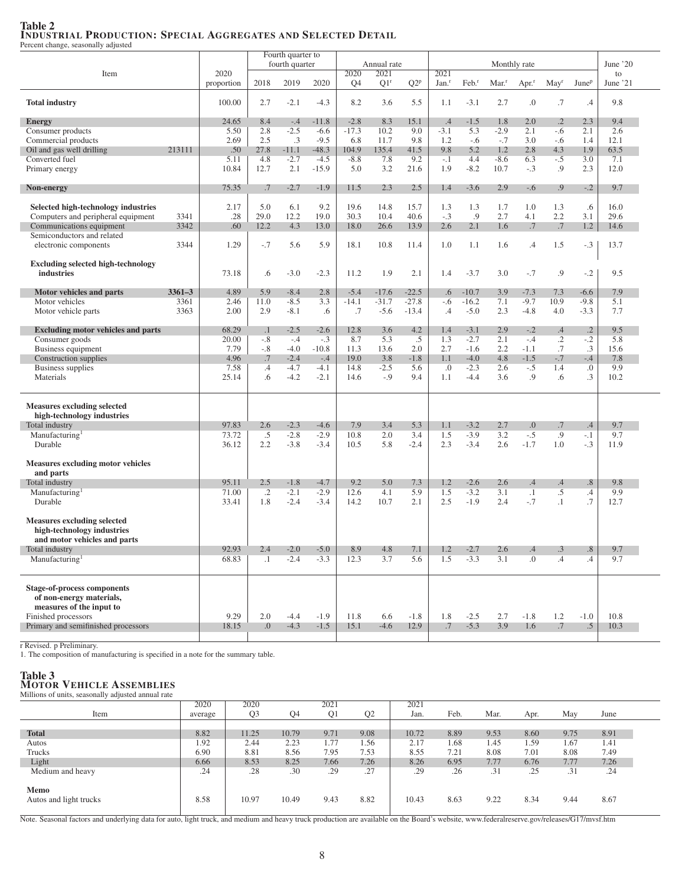**Table 2**
**INDUSTRIAL PRODUCTION: SPECIAL AGGREGATES AND SELECTED DETAIL**
Percent change, seasonally adjusted

| Item | | 2020 proportion | Fourth quarter to fourth quarter | | | Annual rate | | | Monthly rate | | | | | | June '20 to June '21 |
|---|---|---|---|---|---|---|---|---|---|---|---|---|---|---|---|
| | | | 2018 | 2019 | 2020 | 2020 Q4 | 2021 Q1[r] | Q2[p] | 2021 Jan.[r] | Feb.[r] | Mar.[r] | Apr.[r] | May[r] | June[p] | |
| **Total industry** | | 100.00 | 2.7 | -2.1 | -4.3 | 8.2 | 3.6 | 5.5 | 1.1 | -3.1 | 2.7 | .0 | .7 | .4 | 9.8 |
| **Energy** | | 24.65 | 8.4 | -.4 | -11.8 | -2.8 | 8.3 | 15.1 | .4 | -1.5 | 1.8 | 2.0 | .2 | 2.3 | 9.4 |
| Consumer products | | 5.50 | 2.8 | -2.5 | -6.6 | -17.3 | 10.2 | 9.0 | -3.1 | 5.3 | -2.9 | 2.1 | -.6 | 2.1 | 2.6 |
| Commercial products | | 2.69 | 2.5 | .3 | -9.5 | 6.8 | 11.7 | 9.8 | 1.2 | -.6 | -.7 | 3.0 | -.6 | 1.4 | 12.1 |
| Oil and gas well drilling | 213111 | .50 | 27.8 | -11.1 | -48.3 | 104.9 | 135.4 | 41.5 | 9.8 | 5.2 | 1.2 | 2.8 | 4.3 | 1.9 | 63.5 |
| Converted fuel | | 5.11 | 4.8 | -2.7 | -4.5 | -8.8 | 7.8 | 9.2 | -.1 | 4.4 | -8.6 | 6.3 | -.5 | 3.0 | 7.1 |
| Primary energy | | 10.84 | 12.7 | 2.1 | -15.9 | 5.0 | 3.2 | 21.6 | 1.9 | -8.2 | 10.7 | -.3 | .9 | 2.3 | 12.0 |
| **Non-energy** | | 75.35 | .7 | -2.7 | -1.9 | 11.5 | 2.3 | 2.5 | 1.4 | -3.6 | 2.9 | -.6 | .9 | -.2 | 9.7 |
| **Selected high-technology industries** | | 2.17 | 5.0 | 6.1 | 9.2 | 19.6 | 14.8 | 15.7 | 1.3 | 1.3 | 1.7 | 1.0 | 1.3 | .6 | 16.0 |
| Computers and peripheral equipment | 3341 | .28 | 29.0 | 12.2 | 19.0 | 30.3 | 10.4 | 40.6 | -.3 | .9 | 2.7 | 4.1 | 2.2 | 3.1 | 29.6 |
| Communications equipment | 3342 | .60 | 12.2 | 4.3 | 13.0 | 18.0 | 26.6 | 13.9 | 2.6 | 2.1 | 1.6 | .7 | .7 | 1.2 | 14.6 |
| Semiconductors and related electronic components | 3344 | 1.29 | -.7 | 5.6 | 5.9 | 18.1 | 10.8 | 11.4 | 1.0 | 1.1 | 1.6 | .4 | 1.5 | -.3 | 13.7 |
| **Excluding selected high-technology industries** | | 73.18 | .6 | -3.0 | -2.3 | 11.2 | 1.9 | 2.1 | 1.4 | -3.7 | 3.0 | -.7 | .9 | -.2 | 9.5 |
| **Motor vehicles and parts** | **3361–3** | 4.89 | 5.9 | -8.4 | 2.8 | -5.4 | -17.6 | -22.5 | .6 | -10.7 | 3.9 | -7.3 | 7.3 | -6.6 | 7.9 |
| Motor vehicles | 3361 | 2.46 | 11.0 | -8.5 | 3.3 | -14.1 | -31.7 | -27.8 | -.6 | -16.2 | 7.1 | -9.7 | 10.9 | -9.8 | 5.1 |
| Motor vehicle parts | 3363 | 2.00 | 2.9 | -8.1 | .6 | .7 | -5.6 | -13.4 | .4 | -5.0 | 2.3 | -4.8 | 4.0 | -3.3 | 7.7 |
| **Excluding motor vehicles and parts** | | 68.29 | .1 | -2.5 | -2.6 | 12.8 | 3.6 | 4.2 | 1.4 | -3.1 | 2.9 | -.2 | .4 | .2 | 9.5 |
| Consumer goods | | 20.00 | -.8 | -.4 | -.3 | 8.7 | 5.3 | .5 | 1.3 | -2.7 | 2.1 | -.4 | .2 | -.2 | 5.8 |
| Business equipment | | 7.79 | -.8 | -4.0 | -10.8 | 11.3 | 13.6 | 2.0 | 2.7 | -1.6 | 2.2 | -1.1 | .7 | .3 | 15.6 |
| Construction supplies | | 4.96 | .7 | -2.4 | -.4 | 19.0 | 3.8 | -1.8 | 1.1 | -4.0 | 4.8 | -1.5 | -.7 | -.4 | 7.8 |
| Business supplies | | 7.58 | .4 | -4.7 | -4.1 | 14.8 | -2.5 | 5.6 | .0 | -2.3 | 2.6 | -.5 | 1.4 | .0 | 9.9 |
| Materials | | 25.14 | .6 | -4.2 | -2.1 | 14.6 | -.9 | 9.4 | 1.1 | -4.4 | 3.6 | .9 | .6 | .3 | 10.2 |
| **Measures excluding selected high-technology industries** | | | | | | | | | | | | | | | |
| Total industry | | 97.83 | 2.6 | -2.3 | -4.6 | 7.9 | 3.4 | 5.3 | 1.1 | -3.2 | 2.7 | .0 | .7 | .4 | 9.7 |
| Manufacturing[1] | | 73.72 | .5 | -2.8 | -2.9 | 10.8 | 2.0 | 3.4 | 1.5 | -3.9 | 3.2 | -.5 | .9 | -.1 | 9.7 |
| Durable | | 36.12 | 2.2 | -3.8 | -3.4 | 10.5 | 5.8 | -2.4 | 2.3 | -3.4 | 2.6 | -1.7 | 1.0 | -.3 | 11.9 |
| **Measures excluding motor vehicles and parts** | | | | | | | | | | | | | | | |
| Total industry | | 95.11 | 2.5 | -1.8 | -4.7 | 9.2 | 5.0 | 7.3 | 1.2 | -2.6 | 2.6 | .4 | .4 | .8 | 9.8 |
| Manufacturing[1] | | 71.00 | .2 | -2.1 | -2.9 | 12.6 | 4.1 | 5.9 | 1.5 | -3.2 | 3.1 | .1 | .5 | .4 | 9.9 |
| Durable | | 33.41 | 1.8 | -2.4 | -3.4 | 14.2 | 10.7 | 2.1 | 2.5 | -1.9 | 2.4 | -.7 | .1 | .7 | 12.7 |
| **Measures excluding selected high-technology industries and motor vehicles and parts** | | | | | | | | | | | | | | | |
| Total industry | | 92.93 | 2.4 | -2.0 | -5.0 | 8.9 | 4.8 | 7.1 | 1.2 | -2.7 | 2.6 | .4 | .3 | .8 | 9.7 |
| Manufacturing[1] | | 68.83 | .1 | -2.4 | -3.3 | 12.3 | 3.7 | 5.6 | 1.5 | -3.3 | 3.1 | .0 | .4 | .4 | 9.7 |
| **Stage-of-process components of non-energy materials, measures of the input to** | | | | | | | | | | | | | | | |
| Finished processors | | 9.29 | 2.0 | -4.4 | -1.9 | 11.8 | 6.6 | -1.8 | 1.8 | -2.5 | 2.7 | -1.8 | 1.2 | -1.0 | 10.8 |
| Primary and semifinished processors | | 18.15 | .0 | -4.3 | -1.5 | 15.1 | -4.6 | 12.9 | .7 | -5.3 | 3.9 | 1.6 | .7 | .5 | 10.3 |

r Revised. p Preliminary.
1. The composition of manufacturing is specified in a note for the summary table.

**Table 3**
**MOTOR VEHICLE ASSEMBLIES**
Millions of units, seasonally adjusted annual rate

| Item | 2020 average | 2020 Q3 | Q4 | 2021 Q1 | Q2 | 2021 Jan. | Feb. | Mar. | Apr. | May | June |
|---|---|---|---|---|---|---|---|---|---|---|---|
| **Total** | 8.82 | 11.25 | 10.79 | 9.71 | 9.08 | 10.72 | 8.89 | 9.53 | 8.60 | 9.75 | 8.91 |
| Autos | 1.92 | 2.44 | 2.23 | 1.77 | 1.56 | 2.17 | 1.68 | 1.45 | 1.59 | 1.67 | 1.41 |
| Trucks | 6.90 | 8.81 | 8.56 | 7.95 | 7.53 | 8.55 | 7.21 | 8.08 | 7.01 | 8.08 | 7.49 |
| Light | 6.66 | 8.53 | 8.25 | 7.66 | 7.26 | 8.26 | 6.95 | 7.77 | 6.76 | 7.77 | 7.26 |
| Medium and heavy | .24 | .28 | .30 | .29 | .27 | .29 | .26 | .31 | .25 | .31 | .24 |
| **Memo** | | | | | | | | | | | |
| Autos and light trucks | 8.58 | 10.97 | 10.49 | 9.43 | 8.82 | 10.43 | 8.63 | 9.22 | 8.34 | 9.44 | 8.67 |

Note. Seasonal factors and underlying data for auto, light truck, and medium and heavy truck production are available on the Board's website, www.federalreserve.gov/releases/G17/mvsf.htm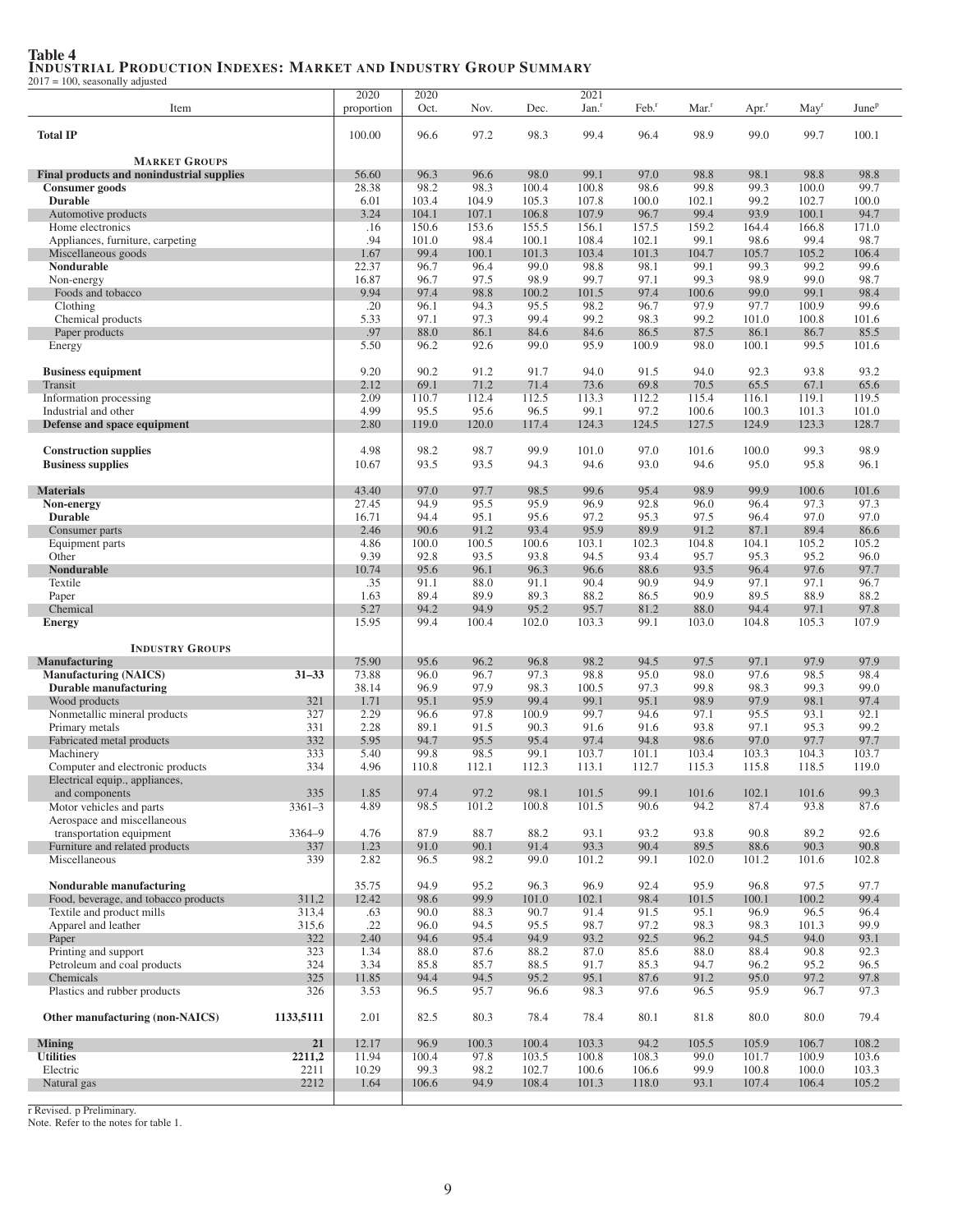**Table 4**
**INDUSTRIAL PRODUCTION INDEXES: MARKET AND INDUSTRY GROUP SUMMARY**
2017 = 100, seasonally adjusted

| Item | | 2020 proportion | 2020 Oct. | Nov. | Dec. | 2021 Jan.[r] | Feb.[r] | Mar.[r] | Apr.[r] | May[r] | June[p] |
|---|---|---|---|---|---|---|---|---|---|---|---|
| **Total IP** | | 100.00 | 96.6 | 97.2 | 98.3 | 99.4 | 96.4 | 98.9 | 99.0 | 99.7 | 100.1 |
| **MARKET GROUPS** | | | | | | | | | | | |
| **Final products and nonindustrial supplies** | | 56.60 | 96.3 | 96.6 | 98.0 | 99.1 | 97.0 | 98.8 | 98.1 | 98.8 | 98.8 |
| **Consumer goods** | | 28.38 | 98.2 | 98.3 | 100.4 | 100.8 | 98.6 | 99.8 | 99.3 | 100.0 | 99.7 |
| **Durable** | | 6.01 | 103.4 | 104.9 | 105.3 | 107.8 | 100.0 | 102.1 | 99.2 | 102.7 | 100.0 |
| Automotive products | | 3.24 | 104.1 | 107.1 | 106.8 | 107.9 | 96.7 | 99.4 | 93.9 | 100.1 | 94.7 |
| Home electronics | | .16 | 150.6 | 153.6 | 155.5 | 156.1 | 157.5 | 159.2 | 164.4 | 166.8 | 171.0 |
| Appliances, furniture, carpeting | | .94 | 101.0 | 98.4 | 100.1 | 108.4 | 102.1 | 99.1 | 98.6 | 99.4 | 98.7 |
| Miscellaneous goods | | 1.67 | 99.4 | 100.1 | 101.3 | 103.4 | 101.3 | 104.7 | 105.7 | 105.2 | 106.4 |
| **Nondurable** | | 22.37 | 96.7 | 96.4 | 99.0 | 98.8 | 98.1 | 99.1 | 99.3 | 99.2 | 99.6 |
| Non-energy | | 16.87 | 96.7 | 97.5 | 98.9 | 99.7 | 97.1 | 99.3 | 98.9 | 99.0 | 98.7 |
| Foods and tobacco | | 9.94 | 97.4 | 98.8 | 100.2 | 101.5 | 97.4 | 100.6 | 99.0 | 99.1 | 98.4 |
| Clothing | | .20 | 96.1 | 94.3 | 95.5 | 98.2 | 96.7 | 97.9 | 97.7 | 100.9 | 99.6 |
| Chemical products | | 5.33 | 97.1 | 97.3 | 99.4 | 99.2 | 98.3 | 99.2 | 101.0 | 100.8 | 101.6 |
| Paper products | | .97 | 88.0 | 86.1 | 84.6 | 84.6 | 86.5 | 87.5 | 86.1 | 86.7 | 85.5 |
| Energy | | 5.50 | 96.2 | 92.6 | 99.0 | 95.9 | 100.9 | 98.0 | 100.1 | 99.5 | 101.6 |
| **Business equipment** | | 9.20 | 90.2 | 91.2 | 91.7 | 94.0 | 91.5 | 94.0 | 92.3 | 93.8 | 93.2 |
| Transit | | 2.12 | 69.1 | 71.2 | 71.4 | 73.6 | 69.8 | 70.5 | 65.5 | 67.1 | 65.6 |
| Information processing | | 2.09 | 110.7 | 112.4 | 112.5 | 113.3 | 112.2 | 115.4 | 116.1 | 119.1 | 119.5 |
| Industrial and other | | 4.99 | 95.5 | 95.6 | 96.5 | 99.1 | 97.2 | 100.6 | 100.3 | 101.3 | 101.0 |
| **Defense and space equipment** | | 2.80 | 119.0 | 120.0 | 117.4 | 124.3 | 124.5 | 127.5 | 124.9 | 123.3 | 128.7 |
| **Construction supplies** | | 4.98 | 98.2 | 98.7 | 99.9 | 101.0 | 97.0 | 101.6 | 100.0 | 99.3 | 98.9 |
| **Business supplies** | | 10.67 | 93.5 | 93.5 | 94.3 | 94.6 | 93.0 | 94.6 | 95.0 | 95.8 | 96.1 |
| **Materials** | | 43.40 | 97.0 | 97.7 | 98.5 | 99.6 | 95.4 | 98.9 | 99.9 | 100.6 | 101.6 |
| **Non-energy** | | 27.45 | 94.9 | 95.5 | 95.9 | 96.9 | 92.8 | 96.0 | 96.4 | 97.3 | 97.3 |
| **Durable** | | 16.71 | 94.4 | 95.1 | 95.6 | 97.2 | 95.3 | 97.5 | 96.4 | 97.0 | 97.0 |
| Consumer parts | | 2.46 | 90.6 | 91.2 | 93.4 | 95.9 | 89.9 | 91.2 | 87.1 | 89.4 | 86.6 |
| Equipment parts | | 4.86 | 100.0 | 100.5 | 100.6 | 103.1 | 102.3 | 104.8 | 104.1 | 105.2 | 105.2 |
| Other | | 9.39 | 92.8 | 93.5 | 93.8 | 94.5 | 93.4 | 95.7 | 95.3 | 95.2 | 96.0 |
| **Nondurable** | | 10.74 | 95.6 | 96.1 | 96.3 | 96.6 | 88.6 | 93.5 | 96.4 | 97.6 | 97.7 |
| Textile | | .35 | 91.1 | 88.0 | 91.1 | 90.4 | 90.9 | 94.9 | 97.1 | 97.1 | 96.7 |
| Paper | | 1.63 | 89.4 | 89.9 | 89.3 | 88.2 | 86.5 | 90.9 | 89.5 | 88.9 | 88.2 |
| Chemical | | 5.27 | 94.2 | 94.9 | 95.2 | 95.7 | 81.2 | 88.0 | 94.4 | 97.1 | 97.8 |
| **Energy** | | 15.95 | 99.4 | 100.4 | 102.0 | 103.3 | 99.1 | 103.0 | 104.8 | 105.3 | 107.9 |
| **INDUSTRY GROUPS** | | | | | | | | | | | |
| **Manufacturing** | | 75.90 | 95.6 | 96.2 | 96.8 | 98.2 | 94.5 | 97.5 | 97.1 | 97.9 | 97.9 |
| **Manufacturing (NAICS)** | **31–33** | 73.88 | 96.0 | 96.7 | 97.3 | 98.8 | 95.0 | 98.0 | 97.6 | 98.5 | 98.4 |
| **Durable manufacturing** | | 38.14 | 96.9 | 97.9 | 98.3 | 100.5 | 97.3 | 99.8 | 98.3 | 99.3 | 99.0 |
| Wood products | 321 | 1.71 | 95.1 | 95.9 | 99.4 | 99.1 | 95.1 | 98.9 | 97.9 | 98.1 | 97.4 |
| Nonmetallic mineral products | 327 | 2.29 | 96.6 | 97.8 | 100.9 | 99.7 | 94.6 | 97.1 | 95.5 | 93.1 | 92.1 |
| Primary metals | 331 | 2.28 | 89.1 | 91.5 | 90.3 | 91.6 | 91.6 | 93.8 | 97.1 | 95.3 | 99.2 |
| Fabricated metal products | 332 | 5.95 | 94.7 | 95.5 | 95.4 | 97.4 | 94.8 | 98.6 | 97.0 | 97.7 | 97.7 |
| Machinery | 333 | 5.40 | 99.8 | 98.5 | 99.1 | 103.7 | 101.1 | 103.4 | 103.3 | 104.3 | 103.7 |
| Computer and electronic products | 334 | 4.96 | 110.8 | 112.1 | 112.3 | 113.1 | 112.7 | 115.3 | 115.8 | 118.5 | 119.0 |
| Electrical equip., appliances, and components | 335 | 1.85 | 97.4 | 97.2 | 98.1 | 101.5 | 99.1 | 101.6 | 102.1 | 101.6 | 99.3 |
| Motor vehicles and parts | 3361–3 | 4.89 | 98.5 | 101.2 | 100.8 | 101.5 | 90.6 | 94.2 | 87.4 | 93.8 | 87.6 |
| Aerospace and miscellaneous transportation equipment | 3364–9 | 4.76 | 87.9 | 88.7 | 88.2 | 93.1 | 93.2 | 93.8 | 90.8 | 89.2 | 92.6 |
| Furniture and related products | 337 | 1.23 | 91.0 | 90.1 | 91.4 | 93.3 | 90.4 | 89.5 | 88.6 | 90.3 | 90.8 |
| Miscellaneous | 339 | 2.82 | 96.5 | 98.2 | 99.0 | 101.2 | 99.1 | 102.0 | 101.2 | 101.6 | 102.8 |
| **Nondurable manufacturing** | | 35.75 | 94.9 | 95.2 | 96.3 | 96.9 | 92.4 | 95.9 | 96.8 | 97.5 | 97.7 |
| Food, beverage, and tobacco products | 311,2 | 12.42 | 98.6 | 99.9 | 101.0 | 102.1 | 98.4 | 101.5 | 100.1 | 100.2 | 99.4 |
| Textile and product mills | 313,4 | .63 | 90.0 | 88.3 | 90.7 | 91.4 | 91.5 | 95.1 | 96.9 | 96.5 | 96.4 |
| Apparel and leather | 315,6 | .22 | 96.0 | 94.5 | 95.5 | 98.7 | 97.2 | 98.3 | 98.3 | 101.3 | 99.9 |
| Paper | 322 | 2.40 | 94.6 | 95.4 | 94.9 | 93.2 | 92.5 | 96.2 | 94.5 | 94.0 | 93.1 |
| Printing and support | 323 | 1.34 | 88.0 | 87.6 | 88.2 | 87.0 | 85.6 | 88.0 | 88.4 | 90.8 | 92.3 |
| Petroleum and coal products | 324 | 3.34 | 85.8 | 85.7 | 88.5 | 91.7 | 85.3 | 94.7 | 96.2 | 95.2 | 96.5 |
| Chemicals | 325 | 11.85 | 94.4 | 94.5 | 95.2 | 95.1 | 87.6 | 91.2 | 95.0 | 97.2 | 97.8 |
| Plastics and rubber products | 326 | 3.53 | 96.5 | 95.7 | 96.6 | 98.3 | 97.6 | 96.5 | 95.9 | 96.7 | 97.3 |
| **Other manufacturing (non-NAICS)** | **1133,5111** | 2.01 | 82.5 | 80.3 | 78.4 | 78.4 | 80.1 | 81.8 | 80.0 | 80.0 | 79.4 |
| **Mining** | **21** | 12.17 | 96.9 | 100.3 | 100.4 | 103.3 | 94.2 | 105.5 | 105.9 | 106.7 | 108.2 |
| **Utilities** | **2211,2** | 11.94 | 100.4 | 97.8 | 103.5 | 100.8 | 108.3 | 99.0 | 101.7 | 100.9 | 103.6 |
| Electric | 2211 | 10.29 | 99.3 | 98.2 | 102.7 | 100.6 | 106.6 | 99.9 | 100.8 | 100.0 | 103.3 |
| Natural gas | 2212 | 1.64 | 106.6 | 94.9 | 108.4 | 101.3 | 118.0 | 93.1 | 107.4 | 106.4 | 105.2 |

r Revised. p Preliminary.
Note. Refer to the notes for table 1.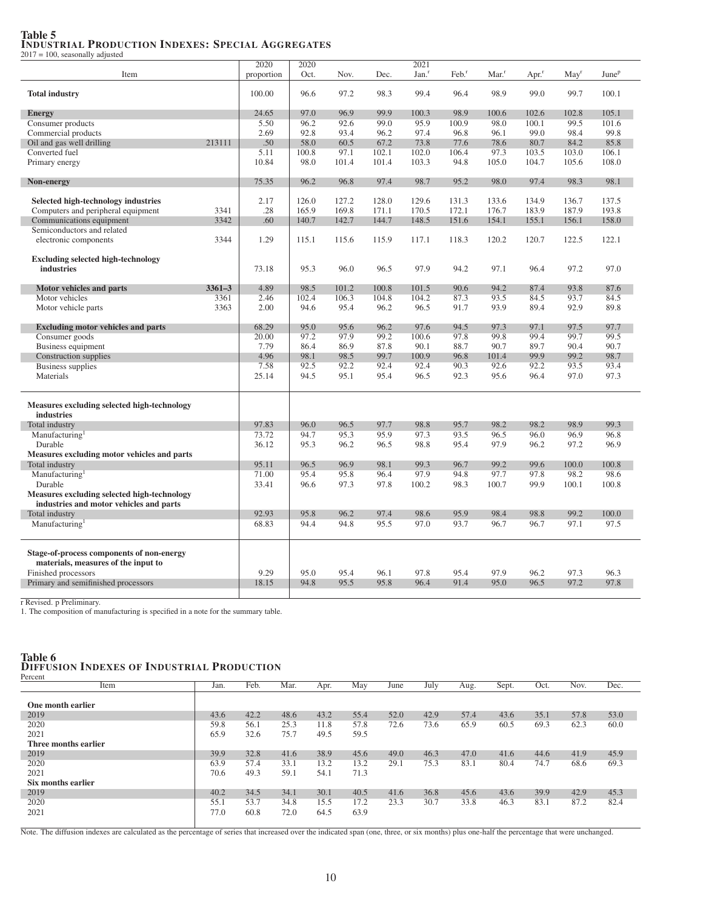## Table 5
### Industrial Production Indexes: Special Aggregates

2017 = 100, seasonally adjusted

| Item | | 2020 proportion | 2020 Oct. | Nov. | Dec. | 2021 Jan.[r] | Feb.[r] | Mar.[r] | Apr.[r] | May[r] | June[p] |
|---|---|---|---|---|---|---|---|---|---|---|---|
| **Total industry** | | 100.00 | 96.6 | 97.2 | 98.3 | 99.4 | 96.4 | 98.9 | 99.0 | 99.7 | 100.1 |
| **Energy** | | 24.65 | 97.0 | 96.9 | 99.9 | 100.3 | 98.9 | 100.6 | 102.6 | 102.8 | 105.1 |
| Consumer products | | 5.50 | 96.2 | 92.6 | 99.0 | 95.9 | 100.9 | 98.0 | 100.1 | 99.5 | 101.6 |
| Commercial products | | 2.69 | 92.8 | 93.4 | 96.2 | 97.4 | 96.8 | 96.1 | 99.0 | 98.4 | 99.8 |
| Oil and gas well drilling | 213111 | .50 | 58.0 | 60.5 | 67.2 | 73.8 | 77.6 | 78.6 | 80.7 | 84.2 | 85.8 |
| Converted fuel | | 5.11 | 100.8 | 97.1 | 102.1 | 102.0 | 106.4 | 97.3 | 103.5 | 103.0 | 106.1 |
| Primary energy | | 10.84 | 98.0 | 101.4 | 101.4 | 103.3 | 94.8 | 105.0 | 104.7 | 105.6 | 108.0 |
| **Non-energy** | | 75.35 | 96.2 | 96.8 | 97.4 | 98.7 | 95.2 | 98.0 | 97.4 | 98.3 | 98.1 |
| **Selected high-technology industries** | | 2.17 | 126.0 | 127.2 | 128.0 | 129.6 | 131.3 | 133.6 | 134.9 | 136.7 | 137.5 |
| Computers and peripheral equipment | 3341 | .28 | 165.9 | 169.8 | 171.1 | 170.5 | 172.1 | 176.7 | 183.9 | 187.9 | 193.8 |
| Communications equipment | 3342 | .60 | 140.7 | 142.7 | 144.7 | 148.5 | 151.6 | 154.1 | 155.1 | 156.1 | 158.0 |
| Semiconductors and related electronic components | 3344 | 1.29 | 115.1 | 115.6 | 115.9 | 117.1 | 118.3 | 120.2 | 120.7 | 122.5 | 122.1 |
| **Excluding selected high-technology industries** | | 73.18 | 95.3 | 96.0 | 96.5 | 97.9 | 94.2 | 97.1 | 96.4 | 97.2 | 97.0 |
| **Motor vehicles and parts** | 3361–3 | 4.89 | 98.5 | 101.2 | 100.8 | 101.5 | 90.6 | 94.2 | 87.4 | 93.8 | 87.6 |
| Motor vehicles | 3361 | 2.46 | 102.4 | 106.3 | 104.8 | 104.2 | 87.3 | 93.5 | 84.5 | 93.7 | 84.5 |
| Motor vehicle parts | 3363 | 2.00 | 94.6 | 95.4 | 96.2 | 96.5 | 91.7 | 93.9 | 89.4 | 92.9 | 89.8 |
| **Excluding motor vehicles and parts** | | 68.29 | 95.0 | 95.6 | 96.2 | 97.6 | 94.5 | 97.3 | 97.1 | 97.5 | 97.7 |
| Consumer goods | | 20.00 | 97.2 | 97.9 | 99.2 | 100.6 | 97.8 | 99.8 | 99.4 | 99.7 | 99.5 |
| Business equipment | | 7.79 | 86.4 | 86.9 | 87.8 | 90.1 | 88.7 | 90.7 | 89.7 | 90.4 | 90.7 |
| Construction supplies | | 4.96 | 98.1 | 98.5 | 99.7 | 100.9 | 96.8 | 101.4 | 99.9 | 99.2 | 98.7 |
| Business supplies | | 7.58 | 92.5 | 92.2 | 92.4 | 92.4 | 90.3 | 92.6 | 92.2 | 93.5 | 93.4 |
| Materials | | 25.14 | 94.5 | 95.1 | 95.4 | 96.5 | 92.3 | 95.6 | 96.4 | 97.0 | 97.3 |
| **Measures excluding selected high-technology industries** | | | | | | | | | | | |
| Total industry | | 97.83 | 96.0 | 96.5 | 97.7 | 98.8 | 95.7 | 98.2 | 98.2 | 98.9 | 99.3 |
| Manufacturing[1] | | 73.72 | 94.7 | 95.3 | 95.9 | 97.3 | 93.5 | 96.5 | 96.0 | 96.9 | 96.8 |
| Durable | | 36.12 | 95.3 | 96.2 | 96.5 | 98.8 | 95.4 | 97.9 | 96.2 | 97.2 | 96.9 |
| **Measures excluding motor vehicles and parts** | | | | | | | | | | | |
| Total industry | | 95.11 | 96.5 | 96.9 | 98.1 | 99.3 | 96.7 | 99.2 | 99.6 | 100.0 | 100.8 |
| Manufacturing[1] | | 71.00 | 95.4 | 95.8 | 96.4 | 97.9 | 94.8 | 97.7 | 97.8 | 98.2 | 98.6 |
| Durable | | 33.41 | 96.6 | 97.3 | 97.8 | 100.2 | 98.3 | 100.7 | 99.9 | 100.1 | 100.8 |
| **Measures excluding selected high-technology industries and motor vehicles and parts** | | | | | | | | | | | |
| Total industry | | 92.93 | 95.8 | 96.2 | 97.4 | 98.6 | 95.9 | 98.4 | 98.8 | 99.2 | 100.0 |
| Manufacturing[1] | | 68.83 | 94.4 | 94.8 | 95.5 | 97.0 | 93.7 | 96.7 | 96.7 | 97.1 | 97.5 |
| **Stage-of-process components of non-energy materials, measures of the input to** | | | | | | | | | | | |
| Finished processors | | 9.29 | 95.0 | 95.4 | 96.1 | 97.8 | 95.4 | 97.9 | 96.2 | 97.3 | 96.3 |
| Primary and semifinished processors | | 18.15 | 94.8 | 95.5 | 95.8 | 96.4 | 91.4 | 95.0 | 96.5 | 97.2 | 97.8 |

r Revised. p Preliminary.

1. The composition of manufacturing is specified in a note for the summary table.

## Table 6
### Diffusion Indexes of Industrial Production

Percent

| Item | Jan. | Feb. | Mar. | Apr. | May | June | July | Aug. | Sept. | Oct. | Nov. | Dec. |
|---|---|---|---|---|---|---|---|---|---|---|---|---|
| **One month earlier** | | | | | | | | | | | | |
| 2019 | 43.6 | 42.2 | 48.6 | 43.2 | 55.4 | 52.0 | 42.9 | 57.4 | 43.6 | 35.1 | 57.8 | 53.0 |
| 2020 | 59.8 | 56.1 | 25.3 | 11.8 | 57.8 | 72.6 | 73.6 | 65.9 | 60.5 | 69.3 | 62.3 | 60.0 |
| 2021 | 65.9 | 32.6 | 75.7 | 49.5 | 59.5 | | | | | | | |
| **Three months earlier** | | | | | | | | | | | | |
| 2019 | 39.9 | 32.8 | 41.6 | 38.9 | 45.6 | 49.0 | 46.3 | 47.0 | 41.6 | 44.6 | 41.9 | 45.9 |
| 2020 | 63.9 | 57.4 | 33.1 | 13.2 | 13.2 | 29.1 | 75.3 | 83.1 | 80.4 | 74.7 | 68.6 | 69.3 |
| 2021 | 70.6 | 49.3 | 59.1 | 54.1 | 71.3 | | | | | | | |
| **Six months earlier** | | | | | | | | | | | | |
| 2019 | 40.2 | 34.5 | 34.1 | 30.1 | 40.5 | 41.6 | 36.8 | 45.6 | 43.6 | 39.9 | 42.9 | 45.3 |
| 2020 | 55.1 | 53.7 | 34.8 | 15.5 | 17.2 | 23.3 | 30.7 | 33.8 | 46.3 | 83.1 | 87.2 | 82.4 |
| 2021 | 77.0 | 60.8 | 72.0 | 64.5 | 63.9 | | | | | | | |

Note. The diffusion indexes are calculated as the percentage of series that increased over the indicated span (one, three, or six months) plus one-half the percentage that were unchanged.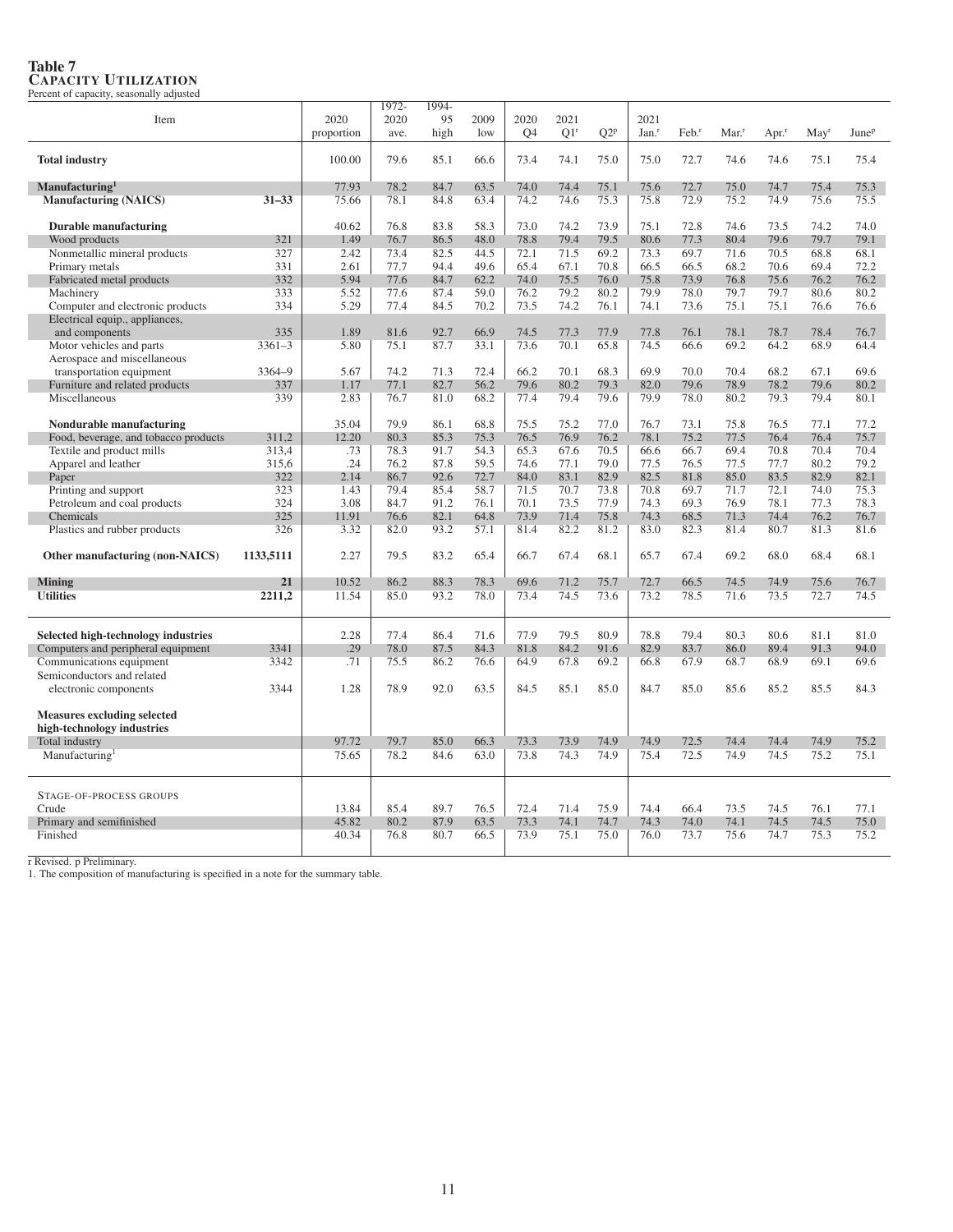**Table 7**
**Capacity Utilization**
Percent of capacity, seasonally adjusted

| Item | | 2020 proportion | 1972-2020 ave. | 1994-95 high | 2009 low | 2020 Q4 | 2021 Q1[r] | Q2[p] | 2021 Jan.[r] | Feb.[r] | Mar.[r] | Apr.[r] | May[r] | June[p] |
|---|---|---|---|---|---|---|---|---|---|---|---|---|---|---|
| **Total industry** | | 100.00 | 79.6 | 85.1 | 66.6 | 73.4 | 74.1 | 75.0 | 75.0 | 72.7 | 74.6 | 74.6 | 75.1 | 75.4 |
| **Manufacturing[1]** | | 77.93 | 78.2 | 84.7 | 63.5 | 74.0 | 74.4 | 75.1 | 75.6 | 72.7 | 75.0 | 74.7 | 75.4 | 75.3 |
| **Manufacturing (NAICS)** | **31–33** | 75.66 | 78.1 | 84.8 | 63.4 | 74.2 | 74.6 | 75.3 | 75.8 | 72.9 | 75.2 | 74.9 | 75.6 | 75.5 |
| **Durable manufacturing** | | 40.62 | 76.8 | 83.8 | 58.3 | 73.0 | 74.2 | 73.9 | 75.1 | 72.8 | 74.6 | 73.5 | 74.2 | 74.0 |
| Wood products | 321 | 1.49 | 76.7 | 86.5 | 48.0 | 78.8 | 79.4 | 79.5 | 80.6 | 77.3 | 80.4 | 79.6 | 79.7 | 79.1 |
| Nonmetallic mineral products | 327 | 2.42 | 73.4 | 82.5 | 44.5 | 72.1 | 71.5 | 69.2 | 73.3 | 69.7 | 71.6 | 70.5 | 68.8 | 68.1 |
| Primary metals | 331 | 2.61 | 77.7 | 94.4 | 49.6 | 65.4 | 67.1 | 70.8 | 66.5 | 66.5 | 68.2 | 70.6 | 69.4 | 72.2 |
| Fabricated metal products | 332 | 5.94 | 77.6 | 84.7 | 62.2 | 74.0 | 75.5 | 76.0 | 75.8 | 73.9 | 76.8 | 75.6 | 76.2 | 76.2 |
| Machinery | 333 | 5.52 | 77.6 | 87.4 | 59.0 | 76.2 | 79.2 | 80.2 | 79.9 | 78.0 | 79.7 | 79.7 | 80.6 | 80.2 |
| Computer and electronic products | 334 | 5.29 | 77.4 | 84.5 | 70.2 | 73.5 | 74.2 | 76.1 | 74.1 | 73.6 | 75.1 | 75.1 | 76.6 | 76.6 |
| Electrical equip., appliances, and components | 335 | 1.89 | 81.6 | 92.7 | 66.9 | 74.5 | 77.3 | 77.9 | 77.8 | 76.1 | 78.1 | 78.7 | 78.4 | 76.7 |
| Motor vehicles and parts | 3361–3 | 5.80 | 75.1 | 87.7 | 33.1 | 73.6 | 70.1 | 65.8 | 74.5 | 66.6 | 69.2 | 64.2 | 68.9 | 64.4 |
| Aerospace and miscellaneous transportation equipment | 3364–9 | 5.67 | 74.2 | 71.3 | 72.4 | 66.2 | 70.1 | 68.3 | 69.9 | 70.0 | 70.4 | 68.2 | 67.1 | 69.6 |
| Furniture and related products | 337 | 1.17 | 77.1 | 82.7 | 56.2 | 79.6 | 80.2 | 79.3 | 82.0 | 79.6 | 78.9 | 78.2 | 79.6 | 80.2 |
| Miscellaneous | 339 | 2.83 | 76.7 | 81.0 | 68.2 | 77.4 | 79.4 | 79.6 | 79.9 | 78.0 | 80.2 | 79.3 | 79.4 | 80.1 |
| **Nondurable manufacturing** | | 35.04 | 79.9 | 86.1 | 68.8 | 75.5 | 75.2 | 77.0 | 76.7 | 73.1 | 75.8 | 76.5 | 77.1 | 77.2 |
| Food, beverage, and tobacco products | 311,2 | 12.20 | 80.3 | 85.3 | 75.3 | 76.5 | 76.9 | 76.2 | 78.1 | 75.2 | 77.5 | 76.4 | 76.4 | 75.7 |
| Textile and product mills | 313,4 | .73 | 78.3 | 91.7 | 54.3 | 65.3 | 67.6 | 70.5 | 66.6 | 66.7 | 69.4 | 70.8 | 70.4 | 70.4 |
| Apparel and leather | 315,6 | .24 | 76.2 | 87.8 | 59.5 | 74.6 | 77.1 | 79.0 | 77.5 | 76.5 | 77.5 | 77.7 | 80.2 | 79.2 |
| Paper | 322 | 2.14 | 86.7 | 92.6 | 72.7 | 84.0 | 83.1 | 82.9 | 82.5 | 81.8 | 85.0 | 83.5 | 82.9 | 82.1 |
| Printing and support | 323 | 1.43 | 79.4 | 85.4 | 58.7 | 71.5 | 70.7 | 73.8 | 70.8 | 69.7 | 71.7 | 72.1 | 74.0 | 75.3 |
| Petroleum and coal products | 324 | 3.08 | 84.7 | 91.2 | 76.1 | 70.1 | 73.5 | 77.9 | 74.3 | 69.3 | 76.9 | 78.1 | 77.3 | 78.3 |
| Chemicals | 325 | 11.91 | 76.6 | 82.1 | 64.8 | 73.9 | 71.4 | 75.8 | 74.3 | 68.5 | 71.3 | 74.4 | 76.2 | 76.7 |
| Plastics and rubber products | 326 | 3.32 | 82.0 | 93.2 | 57.1 | 81.4 | 82.2 | 81.2 | 83.0 | 82.3 | 81.4 | 80.7 | 81.3 | 81.6 |
| **Other manufacturing (non-NAICS)** | **1133,5111** | 2.27 | 79.5 | 83.2 | 65.4 | 66.7 | 67.4 | 68.1 | 65.7 | 67.4 | 69.2 | 68.0 | 68.4 | 68.1 |
| **Mining** | **21** | 10.52 | 86.2 | 88.3 | 78.3 | 69.6 | 71.2 | 75.7 | 72.7 | 66.5 | 74.5 | 74.9 | 75.6 | 76.7 |
| **Utilities** | **2211,2** | 11.54 | 85.0 | 93.2 | 78.0 | 73.4 | 74.5 | 73.6 | 73.2 | 78.5 | 71.6 | 73.5 | 72.7 | 74.5 |
| **Selected high-technology industries** | | 2.28 | 77.4 | 86.4 | 71.6 | 77.9 | 79.5 | 80.9 | 78.8 | 79.4 | 80.3 | 80.6 | 81.1 | 81.0 |
| Computers and peripheral equipment | 3341 | .29 | 78.0 | 87.5 | 84.3 | 81.8 | 84.2 | 91.6 | 82.9 | 83.7 | 86.0 | 89.4 | 91.3 | 94.0 |
| Communications equipment | 3342 | .71 | 75.5 | 86.2 | 76.6 | 64.9 | 67.8 | 69.2 | 66.8 | 67.9 | 68.7 | 68.9 | 69.1 | 69.6 |
| Semiconductors and related electronic components | 3344 | 1.28 | 78.9 | 92.0 | 63.5 | 84.5 | 85.1 | 85.0 | 84.7 | 85.0 | 85.6 | 85.2 | 85.5 | 84.3 |
| **Measures excluding selected high-technology industries** | | | | | | | | | | | | | | |
| Total industry | | 97.72 | 79.7 | 85.0 | 66.3 | 73.3 | 73.9 | 74.9 | 74.9 | 72.5 | 74.4 | 74.4 | 74.9 | 75.2 |
| Manufacturing[1] | | 75.65 | 78.2 | 84.6 | 63.0 | 73.8 | 74.3 | 74.9 | 75.4 | 72.5 | 74.9 | 74.5 | 75.2 | 75.1 |
| Stage-of-process groups | | | | | | | | | | | | | | |
| Crude | | 13.84 | 85.4 | 89.7 | 76.5 | 72.4 | 71.4 | 75.9 | 74.4 | 66.4 | 73.5 | 74.5 | 76.1 | 77.1 |
| Primary and semifinished | | 45.82 | 80.2 | 87.9 | 63.5 | 73.3 | 74.1 | 74.7 | 74.3 | 74.0 | 74.1 | 74.5 | 74.5 | 75.0 |
| Finished | | 40.34 | 76.8 | 80.7 | 66.5 | 73.9 | 75.1 | 75.0 | 76.0 | 73.7 | 75.6 | 74.7 | 75.3 | 75.2 |

r Revised. p Preliminary.
1. The composition of manufacturing is specified in a note for the summary table.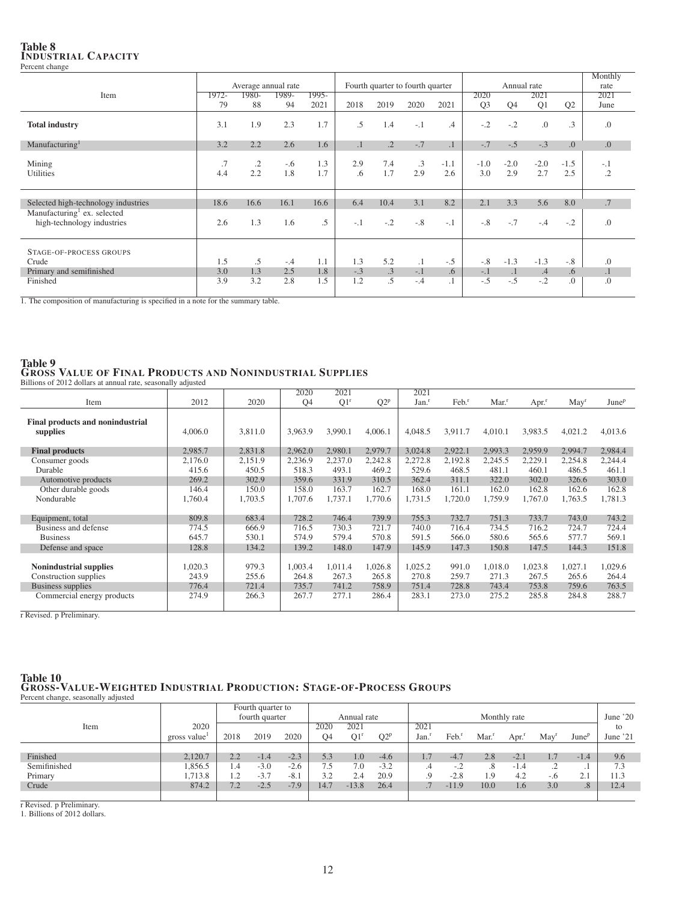**Table 8**
**INDUSTRIAL CAPACITY**
Percent change

| Item | Average annual rate | | | | Fourth quarter to fourth quarter | | | | Annual rate | | | | Monthly rate |
|---|---|---|---|---|---|---|---|---|---|---|---|---|---|
| | 1972-79 | 1980-88 | 1989-94 | 1995-2021 | 2018 | 2019 | 2020 | 2021 | 2020 Q3 | Q4 | 2021 Q1 | Q2 | 2021 June |
| **Total industry** | 3.1 | 1.9 | 2.3 | 1.7 | .5 | 1.4 | -.1 | .4 | -.2 | -.2 | .0 | .3 | .0 |
| Manufacturing[1] | 3.2 | 2.2 | 2.6 | 1.6 | .1 | .2 | -.7 | .1 | -.7 | -.5 | -.3 | .0 | .0 |
| Mining | .7 | .2 | -.6 | 1.3 | 2.9 | 7.4 | .3 | -1.1 | -1.0 | -2.0 | -2.0 | -1.5 | -.1 |
| Utilities | 4.4 | 2.2 | 1.8 | 1.7 | .6 | 1.7 | 2.9 | 2.6 | 3.0 | 2.9 | 2.7 | 2.5 | .2 |
| Selected high-technology industries | 18.6 | 16.6 | 16.1 | 16.6 | 6.4 | 10.4 | 3.1 | 8.2 | 2.1 | 3.3 | 5.6 | 8.0 | .7 |
| Manufacturing[1] ex. selected high-technology industries | 2.6 | 1.3 | 1.6 | .5 | -.1 | -.2 | -.8 | -.1 | -.8 | -.7 | -.4 | -.2 | .0 |
| STAGE-OF-PROCESS GROUPS | | | | | | | | | | | | | |
| Crude | 1.5 | .5 | -.4 | 1.1 | 1.3 | 5.2 | .1 | -.5 | -.8 | -1.3 | -1.3 | -.8 | .0 |
| Primary and semifinished | 3.0 | 1.3 | 2.5 | 1.8 | -.3 | .3 | -.1 | .6 | -.1 | .1 | .4 | .6 | .1 |
| Finished | 3.9 | 3.2 | 2.8 | 1.5 | 1.2 | .5 | -.4 | .1 | -.5 | -.5 | -.2 | .0 | .0 |

1. The composition of manufacturing is specified in a note for the summary table.

**Table 9**
**GROSS VALUE OF FINAL PRODUCTS AND NONINDUSTRIAL SUPPLIES**
Billions of 2012 dollars at annual rate, seasonally adjusted

| Item | 2012 | 2020 | 2020 Q4 | 2021 Q1[r] | Q2[p] | 2021 Jan.[r] | Feb.[r] | Mar.[r] | Apr.[r] | May[r] | June[p] |
|---|---|---|---|---|---|---|---|---|---|---|---|
| **Final products and nonindustrial supplies** | 4,006.0 | 3,811.0 | 3,963.9 | 3,990.1 | 4,006.1 | 4,048.5 | 3,911.7 | 4,010.1 | 3,983.5 | 4,021.2 | 4,013.6 |
| **Final products** | 2,985.7 | 2,831.8 | 2,962.0 | 2,980.1 | 2,979.7 | 3,024.8 | 2,922.1 | 2,993.3 | 2,959.9 | 2,994.7 | 2,984.4 |
| Consumer goods | 2,176.0 | 2,151.9 | 2,236.9 | 2,237.0 | 2,242.8 | 2,272.8 | 2,192.8 | 2,245.5 | 2,229.1 | 2,254.8 | 2,244.4 |
| Durable | 415.6 | 450.5 | 518.3 | 493.1 | 469.2 | 529.6 | 468.5 | 481.1 | 460.1 | 486.5 | 461.1 |
| Automotive products | 269.2 | 302.9 | 359.6 | 331.9 | 310.5 | 362.4 | 311.1 | 322.0 | 302.0 | 326.6 | 303.0 |
| Other durable goods | 146.4 | 150.0 | 158.0 | 163.7 | 162.7 | 168.0 | 161.1 | 162.0 | 162.8 | 162.6 | 162.8 |
| Nondurable | 1,760.4 | 1,703.5 | 1,707.6 | 1,737.1 | 1,770.6 | 1,731.5 | 1,720.0 | 1,759.9 | 1,767.0 | 1,763.5 | 1,781.3 |
| Equipment, total | 809.8 | 683.4 | 728.2 | 746.4 | 739.9 | 755.3 | 732.7 | 751.3 | 733.7 | 743.0 | 743.2 |
| Business and defense | 774.5 | 666.9 | 716.5 | 730.3 | 721.7 | 740.0 | 716.4 | 734.5 | 716.2 | 724.7 | 724.4 |
| Business | 645.7 | 530.1 | 574.9 | 579.4 | 570.8 | 591.5 | 566.0 | 580.6 | 565.6 | 577.7 | 569.1 |
| Defense and space | 128.8 | 134.2 | 139.2 | 148.0 | 147.9 | 145.9 | 147.3 | 150.8 | 147.5 | 144.3 | 151.8 |
| **Nonindustrial supplies** | 1,020.3 | 979.3 | 1,003.4 | 1,011.4 | 1,026.8 | 1,025.2 | 991.0 | 1,018.0 | 1,023.8 | 1,027.1 | 1,029.6 |
| Construction supplies | 243.9 | 255.6 | 264.8 | 267.3 | 265.8 | 270.8 | 259.7 | 271.3 | 267.5 | 265.6 | 264.4 |
| Business supplies | 776.4 | 721.4 | 735.7 | 741.2 | 758.9 | 751.4 | 728.8 | 743.4 | 753.8 | 759.6 | 763.5 |
| Commercial energy products | 274.9 | 266.3 | 267.7 | 277.1 | 286.4 | 283.1 | 273.0 | 275.2 | 285.8 | 284.8 | 288.7 |

r Revised. p Preliminary.

**Table 10**
**GROSS-VALUE-WEIGHTED INDUSTRIAL PRODUCTION: STAGE-OF-PROCESS GROUPS**
Percent change, seasonally adjusted

| Item | 2020 gross value[1] | Fourth quarter to fourth quarter | | | Annual rate | | | Monthly rate | | | | | | June '20 to June '21 |
|---|---|---|---|---|---|---|---|---|---|---|---|---|---|---|
| | | 2018 | 2019 | 2020 | 2020 Q4 | 2021 Q1[r] | Q2[p] | 2021 Jan.[r] | Feb.[r] | Mar.[r] | Apr.[r] | May[r] | June[p] | |
| Finished | 2,120.7 | 2.2 | -1.4 | -2.3 | 5.3 | 1.0 | -4.6 | 1.7 | -4.7 | 2.8 | -2.1 | 1.7 | -1.4 | 9.6 |
| Semifinished | 1,856.5 | 1.4 | -3.0 | -2.6 | 7.5 | 7.0 | -3.2 | .4 | -.2 | .8 | -1.4 | .2 | .1 | 7.3 |
| Primary | 1,713.8 | 1.2 | -3.7 | -8.1 | 3.2 | 2.4 | 20.9 | .9 | -2.8 | 1.9 | 4.2 | -.6 | 2.1 | 11.3 |
| Crude | 874.2 | 7.2 | -2.5 | -7.9 | 14.7 | -13.8 | 26.4 | .7 | -11.9 | 10.0 | 1.6 | 3.0 | .8 | 12.4 |

r Revised. p Preliminary.
1. Billions of 2012 dollars.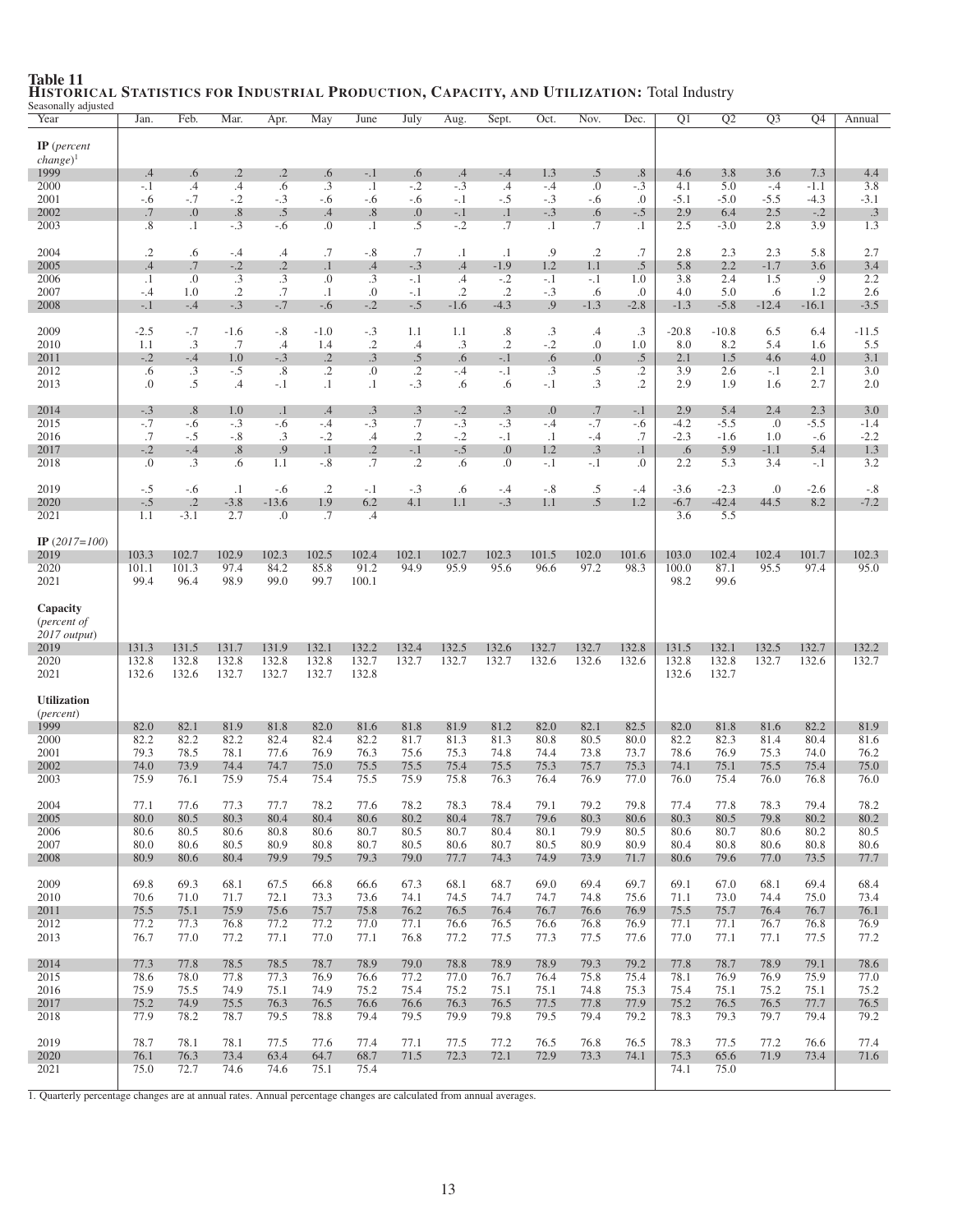**Table 11**
**HISTORICAL STATISTICS FOR INDUSTRIAL PRODUCTION, CAPACITY, AND UTILIZATION:** Total Industry

Seasonally adjusted

| Year | Jan. | Feb. | Mar. | Apr. | May | June | July | Aug. | Sept. | Oct. | Nov. | Dec. | Q1 | Q2 | Q3 | Q4 | Annual |
|---|---|---|---|---|---|---|---|---|---|---|---|---|---|---|---|---|---|
| **IP** (*percent change*)[1] | | | | | | | | | | | | | | | | | |
| 1999 | .4 | .6 | .2 | .2 | .6 | -.1 | .6 | .4 | -.4 | 1.3 | .5 | .8 | 4.6 | 3.8 | 3.6 | 7.3 | 4.4 |
| 2000 | -.1 | .4 | .4 | .6 | .3 | .1 | -.2 | -.3 | .4 | -.4 | .0 | -.3 | 4.1 | 5.0 | -.4 | -1.1 | 3.8 |
| 2001 | -.6 | -.7 | -.2 | -.3 | -.6 | -.6 | -.6 | -.1 | -.5 | -.3 | -.6 | .0 | -5.1 | -5.0 | -5.5 | -4.3 | -3.1 |
| 2002 | .7 | .0 | .8 | .5 | .4 | .8 | .0 | -.1 | .1 | -.3 | .6 | -.5 | 2.9 | 6.4 | 2.5 | -.2 | .3 |
| 2003 | .8 | .1 | -.3 | -.6 | .0 | .1 | .5 | -.2 | .7 | .1 | .7 | .1 | 2.5 | -3.0 | 2.8 | 3.9 | 1.3 |
| 2004 | .2 | .6 | -.4 | .4 | .7 | -.8 | .7 | .1 | .1 | .9 | .2 | .7 | 2.8 | 2.3 | 2.3 | 5.8 | 2.7 |
| 2005 | .4 | .7 | -.2 | .2 | .1 | .4 | -.3 | .4 | -1.9 | 1.2 | 1.1 | .5 | 5.8 | 2.2 | -1.7 | 3.6 | 3.4 |
| 2006 | .1 | .0 | .3 | .3 | .0 | .3 | -.1 | .4 | -.2 | -.1 | -.1 | 1.0 | 3.8 | 2.4 | 1.5 | .9 | 2.2 |
| 2007 | -.4 | 1.0 | .2 | .7 | .1 | .0 | -.1 | .2 | .2 | -.3 | .6 | .0 | 4.0 | 5.0 | .6 | 1.2 | 2.6 |
| 2008 | -.1 | -.4 | -.3 | -.7 | -.6 | -.2 | -.5 | -1.6 | -4.3 | .9 | -1.3 | -2.8 | -1.3 | -5.8 | -12.4 | -16.1 | -3.5 |
| 2009 | -2.5 | -.7 | -1.6 | -.8 | -1.0 | -.3 | 1.1 | 1.1 | .8 | .3 | .4 | .3 | -20.8 | -10.8 | 6.5 | 6.4 | -11.5 |
| 2010 | 1.1 | .3 | .7 | .4 | 1.4 | .2 | .4 | .3 | .2 | -.2 | .0 | 1.0 | 8.0 | 8.2 | 5.4 | 1.6 | 5.5 |
| 2011 | -.2 | -.4 | 1.0 | -.3 | .2 | .3 | .5 | .6 | -.1 | .6 | .0 | .5 | 2.1 | 1.5 | 4.6 | 4.0 | 3.1 |
| 2012 | .6 | .3 | -.5 | .8 | .2 | .0 | .2 | -.4 | -.1 | .3 | .5 | .2 | 3.9 | 2.6 | -.1 | 2.1 | 3.0 |
| 2013 | .0 | .5 | .4 | -.1 | .1 | .1 | -.3 | .6 | .6 | -.1 | .3 | .2 | 2.9 | 1.9 | 1.6 | 2.7 | 2.0 |
| 2014 | -.3 | .8 | 1.0 | .1 | .4 | .3 | .3 | -.2 | .3 | .0 | .7 | -.1 | 2.9 | 5.4 | 2.4 | 2.3 | 3.0 |
| 2015 | -.7 | -.6 | -.3 | -.6 | -.4 | -.3 | .7 | -.3 | -.3 | -.4 | -.7 | -.6 | -4.2 | -5.5 | .0 | -5.5 | -1.4 |
| 2016 | .7 | -.5 | -.8 | .3 | -.2 | .4 | .2 | -.2 | -.1 | .1 | -.4 | .7 | -2.3 | -1.6 | 1.0 | -.6 | -2.2 |
| 2017 | -.2 | -.4 | .8 | .9 | .1 | .2 | -.1 | -.5 | .0 | 1.2 | .3 | .1 | .6 | 5.9 | -1.1 | 5.4 | 1.3 |
| 2018 | .0 | .3 | .6 | 1.1 | -.8 | .7 | .2 | .6 | .0 | -.1 | -.1 | .0 | 2.2 | 5.3 | 3.4 | -.1 | 3.2 |
| 2019 | -.5 | -.6 | .1 | -.6 | .2 | -.1 | -.3 | .6 | -.4 | -.8 | .5 | -.4 | -3.6 | -2.3 | .0 | -2.6 | -.8 |
| 2020 | -.5 | .2 | -3.8 | -13.6 | 1.9 | 6.2 | 4.1 | 1.1 | -.3 | 1.1 | .5 | 1.2 | -6.7 | -42.4 | 44.5 | 8.2 | -7.2 |
| 2021 | 1.1 | -3.1 | 2.7 | .0 | .7 | .4 | | | | | | | 3.6 | 5.5 | | | |
| **IP** (*2017=100*) | | | | | | | | | | | | | | | | | |
| 2019 | 103.3 | 102.7 | 102.9 | 102.3 | 102.5 | 102.4 | 102.1 | 102.7 | 102.3 | 101.5 | 102.0 | 101.6 | 103.0 | 102.4 | 102.4 | 101.7 | 102.3 |
| 2020 | 101.1 | 101.3 | 97.4 | 84.2 | 85.8 | 91.2 | 94.9 | 95.9 | 95.6 | 96.6 | 97.2 | 98.3 | 100.0 | 87.1 | 95.5 | 97.4 | 95.0 |
| 2021 | 99.4 | 96.4 | 98.9 | 99.0 | 99.7 | 100.1 | | | | | | | 98.2 | 99.6 | | | |
| **Capacity** (*percent of 2017 output*) | | | | | | | | | | | | | | | | | |
| 2019 | 131.3 | 131.5 | 131.7 | 131.9 | 132.1 | 132.2 | 132.4 | 132.5 | 132.6 | 132.7 | 132.7 | 132.8 | 131.5 | 132.1 | 132.5 | 132.7 | 132.2 |
| 2020 | 132.8 | 132.8 | 132.8 | 132.8 | 132.8 | 132.7 | 132.7 | 132.7 | 132.7 | 132.6 | 132.6 | 132.6 | 132.8 | 132.8 | 132.7 | 132.6 | 132.7 |
| 2021 | 132.6 | 132.6 | 132.7 | 132.7 | 132.7 | 132.8 | | | | | | | 132.6 | 132.7 | | | |
| **Utilization** (*percent*) | | | | | | | | | | | | | | | | | |
| 1999 | 82.0 | 82.1 | 81.9 | 81.8 | 82.0 | 81.6 | 81.8 | 81.9 | 81.2 | 82.0 | 82.1 | 82.5 | 82.0 | 81.8 | 81.6 | 82.2 | 81.9 |
| 2000 | 82.2 | 82.2 | 82.2 | 82.4 | 82.4 | 82.2 | 81.7 | 81.3 | 81.3 | 80.8 | 80.5 | 80.0 | 82.2 | 82.3 | 81.4 | 80.4 | 81.6 |
| 2001 | 79.3 | 78.5 | 78.1 | 77.6 | 76.9 | 76.3 | 75.6 | 75.3 | 74.8 | 74.4 | 73.8 | 73.7 | 78.6 | 76.9 | 75.3 | 74.0 | 76.2 |
| 2002 | 74.0 | 73.9 | 74.4 | 74.7 | 75.0 | 75.5 | 75.5 | 75.4 | 75.5 | 75.3 | 75.7 | 75.3 | 74.1 | 75.1 | 75.5 | 75.4 | 75.0 |
| 2003 | 75.9 | 76.1 | 75.9 | 75.4 | 75.4 | 75.5 | 75.9 | 75.8 | 76.3 | 76.4 | 76.9 | 77.0 | 76.0 | 75.4 | 76.0 | 76.8 | 76.0 |
| 2004 | 77.1 | 77.6 | 77.3 | 77.7 | 78.2 | 77.6 | 78.2 | 78.3 | 78.4 | 79.1 | 79.2 | 79.8 | 77.4 | 77.8 | 78.3 | 79.4 | 78.2 |
| 2005 | 80.0 | 80.5 | 80.3 | 80.4 | 80.4 | 80.6 | 80.2 | 80.4 | 78.7 | 79.6 | 80.3 | 80.6 | 80.3 | 80.5 | 79.8 | 80.2 | 80.2 |
| 2006 | 80.6 | 80.5 | 80.6 | 80.8 | 80.6 | 80.7 | 80.5 | 80.7 | 80.4 | 80.1 | 79.9 | 80.5 | 80.6 | 80.7 | 80.6 | 80.2 | 80.5 |
| 2007 | 80.0 | 80.6 | 80.5 | 80.9 | 80.8 | 80.7 | 80.5 | 80.6 | 80.7 | 80.5 | 80.9 | 80.9 | 80.4 | 80.8 | 80.6 | 80.8 | 80.6 |
| 2008 | 80.9 | 80.6 | 80.4 | 79.9 | 79.5 | 79.3 | 79.0 | 77.7 | 74.3 | 74.9 | 73.9 | 71.7 | 80.6 | 79.6 | 77.0 | 73.5 | 77.7 |
| 2009 | 69.8 | 69.3 | 68.1 | 67.5 | 66.8 | 66.6 | 67.3 | 68.1 | 68.7 | 69.0 | 69.4 | 69.7 | 69.1 | 67.0 | 68.1 | 69.4 | 68.4 |
| 2010 | 70.6 | 71.0 | 71.7 | 72.1 | 73.3 | 73.6 | 74.1 | 74.5 | 74.7 | 74.7 | 74.8 | 75.6 | 71.1 | 73.0 | 74.4 | 75.0 | 73.4 |
| 2011 | 75.5 | 75.1 | 75.9 | 75.6 | 75.7 | 75.8 | 76.2 | 76.5 | 76.4 | 76.7 | 76.6 | 76.9 | 75.5 | 75.7 | 76.4 | 76.7 | 76.1 |
| 2012 | 77.2 | 77.3 | 76.8 | 77.2 | 77.2 | 77.0 | 77.1 | 76.6 | 76.5 | 76.6 | 76.8 | 76.9 | 77.1 | 77.1 | 76.7 | 76.8 | 76.9 |
| 2013 | 76.7 | 77.0 | 77.2 | 77.1 | 77.0 | 77.1 | 76.8 | 77.2 | 77.5 | 77.3 | 77.5 | 77.6 | 77.0 | 77.1 | 77.1 | 77.5 | 77.2 |
| 2014 | 77.3 | 77.8 | 78.5 | 78.5 | 78.7 | 78.9 | 79.0 | 78.8 | 78.9 | 78.9 | 79.3 | 79.2 | 77.8 | 78.7 | 78.9 | 79.1 | 78.6 |
| 2015 | 78.6 | 78.0 | 77.8 | 77.3 | 76.9 | 76.6 | 77.2 | 77.0 | 76.7 | 76.4 | 75.8 | 75.4 | 78.1 | 76.9 | 76.9 | 75.9 | 77.0 |
| 2016 | 75.9 | 75.5 | 74.9 | 75.1 | 74.9 | 75.2 | 75.4 | 75.2 | 75.1 | 75.1 | 74.8 | 75.3 | 75.4 | 75.1 | 75.2 | 75.1 | 75.2 |
| 2017 | 75.2 | 74.9 | 75.5 | 76.3 | 76.5 | 76.6 | 76.6 | 76.3 | 76.5 | 77.5 | 77.8 | 77.9 | 75.2 | 76.5 | 76.5 | 77.7 | 76.5 |
| 2018 | 77.9 | 78.2 | 78.7 | 79.5 | 78.8 | 79.4 | 79.5 | 79.9 | 79.8 | 79.5 | 79.4 | 79.2 | 78.3 | 79.3 | 79.7 | 79.4 | 79.2 |
| 2019 | 78.7 | 78.1 | 78.1 | 77.5 | 77.6 | 77.4 | 77.1 | 77.5 | 77.2 | 76.5 | 76.8 | 76.5 | 78.3 | 77.5 | 77.2 | 76.6 | 77.4 |
| 2020 | 76.1 | 76.3 | 73.4 | 63.4 | 64.7 | 68.7 | 71.5 | 72.3 | 72.1 | 72.9 | 73.3 | 74.1 | 75.3 | 65.6 | 71.9 | 73.4 | 71.6 |
| 2021 | 75.0 | 72.7 | 74.6 | 74.6 | 75.1 | 75.4 | | | | | | | 74.1 | 75.0 | | | |

1. Quarterly percentage changes are at annual rates. Annual percentage changes are calculated from annual averages.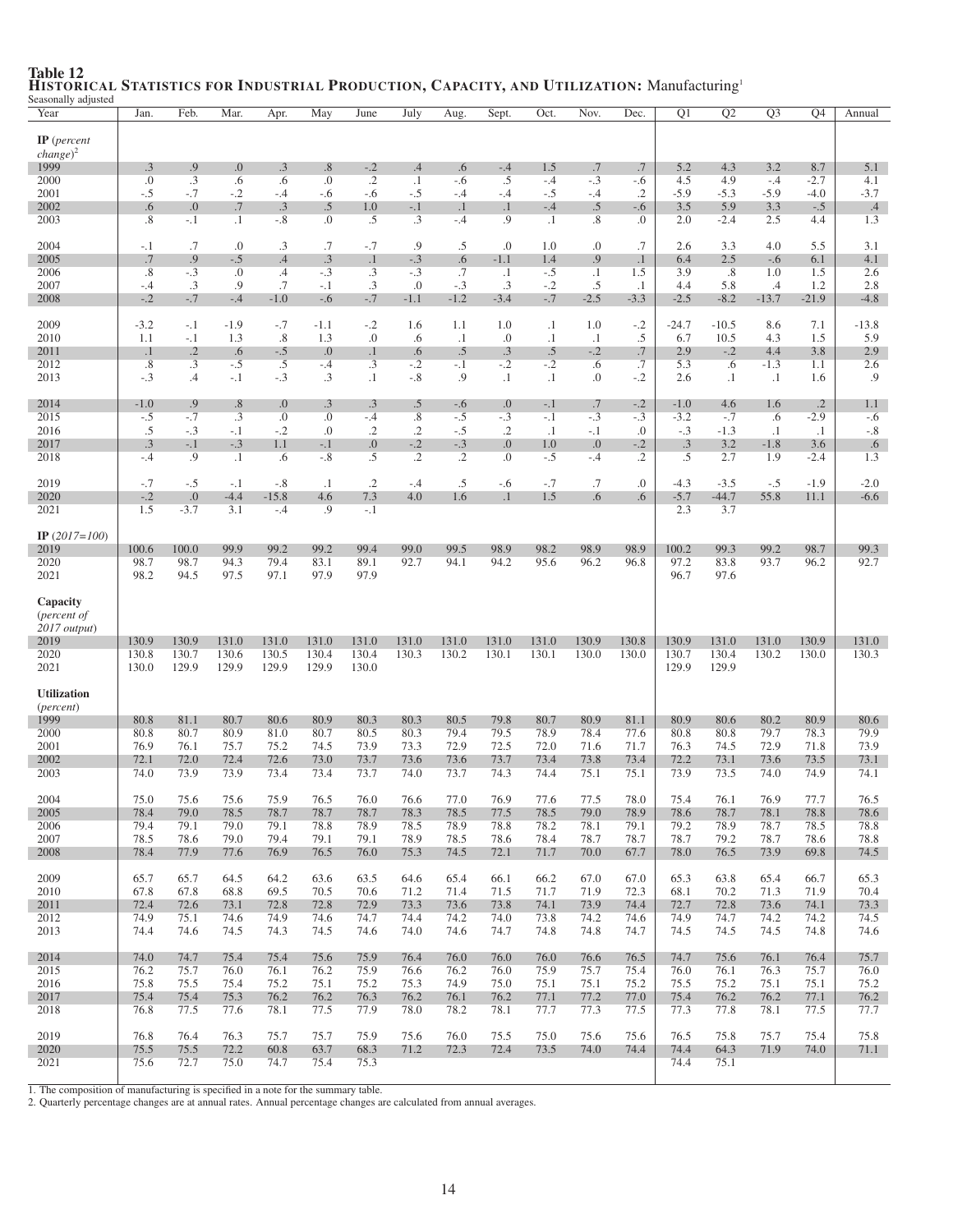**Table 12**
**Historical Statistics for Industrial Production, Capacity, and Utilization:** Manufacturing[1]

Seasonally adjusted

| Year | Jan. | Feb. | Mar. | Apr. | May | June | July | Aug. | Sept. | Oct. | Nov. | Dec. | Q1 | Q2 | Q3 | Q4 | Annual |
|---|---|---|---|---|---|---|---|---|---|---|---|---|---|---|---|---|---|
| **IP** (*percent change*)[2] | | | | | | | | | | | | | | | | | |
| 1999 | .3 | .9 | .0 | .3 | .8 | -.2 | .4 | .6 | -.4 | 1.5 | .7 | .7 | 5.2 | 4.3 | 3.2 | 8.7 | 5.1 |
| 2000 | .0 | .3 | .6 | .6 | .0 | .2 | .1 | -.6 | .5 | -.4 | -.3 | -.6 | 4.5 | 4.9 | -.4 | -2.7 | 4.1 |
| 2001 | -.5 | -.7 | -.2 | -.4 | -.6 | -.6 | -.5 | -.4 | -.4 | -.5 | -.4 | .2 | -5.9 | -5.3 | -5.9 | -4.0 | -3.7 |
| 2002 | .6 | .0 | .7 | .3 | .5 | 1.0 | -.1 | .1 | .1 | -.4 | .5 | -.6 | 3.5 | 5.9 | 3.3 | -.5 | .4 |
| 2003 | .8 | -.1 | .1 | -.8 | .0 | .5 | .3 | -.4 | .9 | .1 | .8 | .0 | 2.0 | -2.4 | 2.5 | 4.4 | 1.3 |
| 2004 | -.1 | .7 | .0 | .3 | .7 | -.7 | .9 | .5 | .0 | 1.0 | .0 | .7 | 2.6 | 3.3 | 4.0 | 5.5 | 3.1 |
| 2005 | .7 | .9 | -.5 | .4 | .3 | .1 | -.3 | .6 | -1.1 | 1.4 | .9 | .1 | 6.4 | 2.5 | -.6 | 6.1 | 4.1 |
| 2006 | .8 | -.3 | .0 | .4 | -.3 | .3 | -.3 | .7 | .1 | -.5 | .1 | 1.5 | 3.9 | .8 | 1.0 | 1.5 | 2.6 |
| 2007 | -.4 | .3 | .9 | .7 | -.1 | .3 | .0 | -.3 | .3 | -.2 | .5 | .1 | 4.4 | 5.8 | .4 | 1.2 | 2.8 |
| 2008 | -.2 | -.7 | -.4 | -1.0 | -.6 | -.7 | -1.1 | -1.2 | -3.4 | -.7 | -2.5 | -3.3 | -2.5 | -8.2 | -13.7 | -21.9 | -4.8 |
| 2009 | -3.2 | -.1 | -1.9 | -.7 | -1.1 | -.2 | 1.6 | 1.1 | 1.0 | .1 | 1.0 | -.2 | -24.7 | -10.5 | 8.6 | 7.1 | -13.8 |
| 2010 | 1.1 | -.1 | 1.3 | .8 | 1.3 | .0 | .6 | .1 | .0 | .1 | .1 | .5 | 6.7 | 10.5 | 4.3 | 1.5 | 5.9 |
| 2011 | .1 | .2 | .6 | -.5 | .0 | .1 | .6 | .5 | .3 | .5 | -.2 | .7 | 2.9 | -.2 | 4.4 | 3.8 | 2.9 |
| 2012 | .8 | .3 | -.5 | .5 | -.4 | .3 | -.2 | -.1 | -.2 | -.2 | .6 | .7 | 5.3 | .6 | -1.3 | 1.1 | 2.6 |
| 2013 | -.3 | .4 | -.1 | -.3 | .3 | .1 | -.8 | .9 | .1 | .1 | .0 | -.2 | 2.6 | .1 | .1 | 1.6 | .9 |
| 2014 | -1.0 | .9 | .8 | .0 | .3 | .3 | .5 | -.6 | .0 | -.1 | .7 | -.2 | -1.0 | 4.6 | 1.6 | .2 | 1.1 |
| 2015 | -.5 | -.7 | .3 | .0 | .0 | -.4 | .8 | -.5 | -.3 | -.1 | -.3 | -.3 | -3.2 | -.7 | .6 | -2.9 | -.6 |
| 2016 | .5 | -.3 | -.1 | -.2 | .0 | .2 | .2 | -.5 | .2 | .1 | -.1 | .0 | -.3 | -1.3 | .1 | .1 | -.8 |
| 2017 | .3 | -.1 | -.3 | 1.1 | -.1 | .0 | -.2 | -.3 | .0 | 1.0 | .0 | -.2 | .3 | 3.2 | -1.8 | 3.6 | .6 |
| 2018 | -.4 | .9 | .1 | .6 | -.8 | .5 | .2 | .2 | .0 | -.5 | -.4 | .2 | .5 | 2.7 | 1.9 | -2.4 | 1.3 |
| 2019 | -.7 | -.5 | -.1 | -.8 | .1 | .2 | -.4 | .5 | -.6 | -.7 | .7 | .0 | -4.3 | -3.5 | -.5 | -1.9 | -2.0 |
| 2020 | -.2 | .0 | -4.4 | -15.8 | 4.6 | 7.3 | 4.0 | 1.6 | .1 | 1.5 | .6 | .6 | -5.7 | -44.7 | 55.8 | 11.1 | -6.6 |
| 2021 | 1.5 | -3.7 | 3.1 | -.4 | .9 | -.1 | | | | | | | 2.3 | 3.7 | | | |
| **IP** (*2017=100*) | | | | | | | | | | | | | | | | | |
| 2019 | 100.6 | 100.0 | 99.9 | 99.2 | 99.2 | 99.4 | 99.0 | 99.5 | 98.9 | 98.2 | 98.9 | 98.9 | 100.2 | 99.3 | 99.2 | 98.7 | 99.3 |
| 2020 | 98.7 | 98.7 | 94.3 | 79.4 | 83.1 | 89.1 | 92.7 | 94.1 | 94.2 | 95.6 | 96.2 | 96.8 | 97.2 | 83.8 | 93.7 | 96.2 | 92.7 |
| 2021 | 98.2 | 94.5 | 97.5 | 97.1 | 97.9 | 97.9 | | | | | | | 96.7 | 97.6 | | | |
| **Capacity** (*percent of 2017 output*) | | | | | | | | | | | | | | | | | |
| 2019 | 130.9 | 130.9 | 131.0 | 131.0 | 131.0 | 131.0 | 131.0 | 131.0 | 131.0 | 131.0 | 130.9 | 130.8 | 130.9 | 131.0 | 131.0 | 130.9 | 131.0 |
| 2020 | 130.8 | 130.7 | 130.6 | 130.5 | 130.4 | 130.4 | 130.3 | 130.2 | 130.1 | 130.1 | 130.0 | 130.0 | 130.7 | 130.4 | 130.2 | 130.0 | 130.3 |
| 2021 | 130.0 | 129.9 | 129.9 | 129.9 | 129.9 | 130.0 | | | | | | | 129.9 | 129.9 | | | |
| **Utilization** (*percent*) | | | | | | | | | | | | | | | | | |
| 1999 | 80.8 | 81.1 | 80.7 | 80.6 | 80.9 | 80.3 | 80.3 | 80.5 | 79.8 | 80.7 | 80.9 | 81.1 | 80.9 | 80.6 | 80.2 | 80.9 | 80.6 |
| 2000 | 80.8 | 80.7 | 80.9 | 81.0 | 80.7 | 80.5 | 80.3 | 79.4 | 79.5 | 78.9 | 78.4 | 77.6 | 80.8 | 80.8 | 79.7 | 78.3 | 79.9 |
| 2001 | 76.9 | 76.1 | 75.7 | 75.2 | 74.5 | 73.9 | 73.3 | 72.9 | 72.5 | 72.0 | 71.6 | 71.7 | 76.3 | 74.5 | 72.9 | 71.8 | 73.9 |
| 2002 | 72.1 | 72.0 | 72.4 | 72.6 | 73.0 | 73.7 | 73.6 | 73.6 | 73.7 | 73.4 | 73.8 | 73.4 | 72.2 | 73.1 | 73.6 | 73.5 | 73.1 |
| 2003 | 74.0 | 73.9 | 73.9 | 73.4 | 73.4 | 73.7 | 74.0 | 73.7 | 74.3 | 74.4 | 75.1 | 75.1 | 73.9 | 73.5 | 74.0 | 74.9 | 74.1 |
| 2004 | 75.0 | 75.6 | 75.6 | 75.9 | 76.5 | 76.0 | 76.6 | 77.0 | 76.9 | 77.6 | 77.5 | 78.0 | 75.4 | 76.1 | 76.9 | 77.7 | 76.5 |
| 2005 | 78.4 | 79.0 | 78.5 | 78.7 | 78.7 | 78.7 | 78.3 | 78.5 | 77.5 | 78.5 | 79.0 | 78.9 | 78.6 | 78.7 | 78.1 | 78.8 | 78.6 |
| 2006 | 79.4 | 79.1 | 79.0 | 79.1 | 78.8 | 78.9 | 78.5 | 78.9 | 78.8 | 78.2 | 78.1 | 79.1 | 79.2 | 78.9 | 78.7 | 78.5 | 78.8 |
| 2007 | 78.5 | 78.6 | 79.0 | 79.4 | 79.1 | 79.1 | 78.9 | 78.5 | 78.6 | 78.4 | 78.7 | 78.7 | 78.7 | 79.2 | 78.7 | 78.6 | 78.8 |
| 2008 | 78.4 | 77.9 | 77.6 | 76.9 | 76.5 | 76.0 | 75.3 | 74.5 | 72.1 | 71.7 | 70.0 | 67.7 | 78.0 | 76.5 | 73.9 | 69.8 | 74.5 |
| 2009 | 65.7 | 65.7 | 64.5 | 64.2 | 63.6 | 63.5 | 64.6 | 65.4 | 66.1 | 66.2 | 67.0 | 67.0 | 65.3 | 63.8 | 65.4 | 66.7 | 65.3 |
| 2010 | 67.8 | 67.8 | 68.8 | 69.5 | 70.5 | 70.6 | 71.2 | 71.4 | 71.5 | 71.7 | 71.9 | 72.3 | 68.1 | 70.2 | 71.3 | 71.9 | 70.4 |
| 2011 | 72.4 | 72.6 | 73.1 | 72.8 | 72.8 | 72.9 | 73.3 | 73.6 | 73.8 | 74.1 | 73.9 | 74.4 | 72.7 | 72.8 | 73.6 | 74.1 | 73.3 |
| 2012 | 74.9 | 75.1 | 74.6 | 74.9 | 74.6 | 74.7 | 74.4 | 74.2 | 74.0 | 73.8 | 74.2 | 74.6 | 74.9 | 74.7 | 74.2 | 74.2 | 74.5 |
| 2013 | 74.4 | 74.6 | 74.5 | 74.3 | 74.5 | 74.6 | 74.0 | 74.6 | 74.7 | 74.8 | 74.8 | 74.7 | 74.5 | 74.5 | 74.5 | 74.8 | 74.6 |
| 2014 | 74.0 | 74.7 | 75.4 | 75.4 | 75.6 | 75.9 | 76.4 | 76.0 | 76.0 | 76.0 | 76.6 | 76.5 | 74.7 | 75.6 | 76.1 | 76.4 | 75.7 |
| 2015 | 76.2 | 75.7 | 76.0 | 76.1 | 76.2 | 75.9 | 76.6 | 76.2 | 76.0 | 75.9 | 75.7 | 75.4 | 76.0 | 76.1 | 76.3 | 75.7 | 76.0 |
| 2016 | 75.8 | 75.5 | 75.4 | 75.2 | 75.1 | 75.2 | 75.3 | 74.9 | 75.0 | 75.1 | 75.1 | 75.2 | 75.5 | 75.2 | 75.1 | 75.1 | 75.2 |
| 2017 | 75.4 | 75.4 | 75.3 | 76.2 | 76.2 | 76.3 | 76.2 | 76.1 | 76.2 | 77.1 | 77.2 | 77.0 | 75.4 | 76.2 | 76.2 | 77.1 | 76.2 |
| 2018 | 76.8 | 77.5 | 77.6 | 78.1 | 77.5 | 77.9 | 78.0 | 78.2 | 78.1 | 77.7 | 77.3 | 77.5 | 77.3 | 77.8 | 78.1 | 77.5 | 77.7 |
| 2019 | 76.8 | 76.4 | 76.3 | 75.7 | 75.7 | 75.9 | 75.6 | 76.0 | 75.5 | 75.0 | 75.6 | 75.6 | 76.5 | 75.8 | 75.7 | 75.4 | 75.8 |
| 2020 | 75.5 | 75.5 | 72.2 | 60.8 | 63.7 | 68.3 | 71.2 | 72.3 | 72.4 | 73.5 | 74.0 | 74.4 | 74.4 | 64.3 | 71.9 | 74.0 | 71.1 |
| 2021 | 75.6 | 72.7 | 75.0 | 74.7 | 75.4 | 75.3 | | | | | | | 74.4 | 75.1 | | | |

1. The composition of manufacturing is specified in a note for the summary table.
2. Quarterly percentage changes are at annual rates. Annual percentage changes are calculated from annual averages.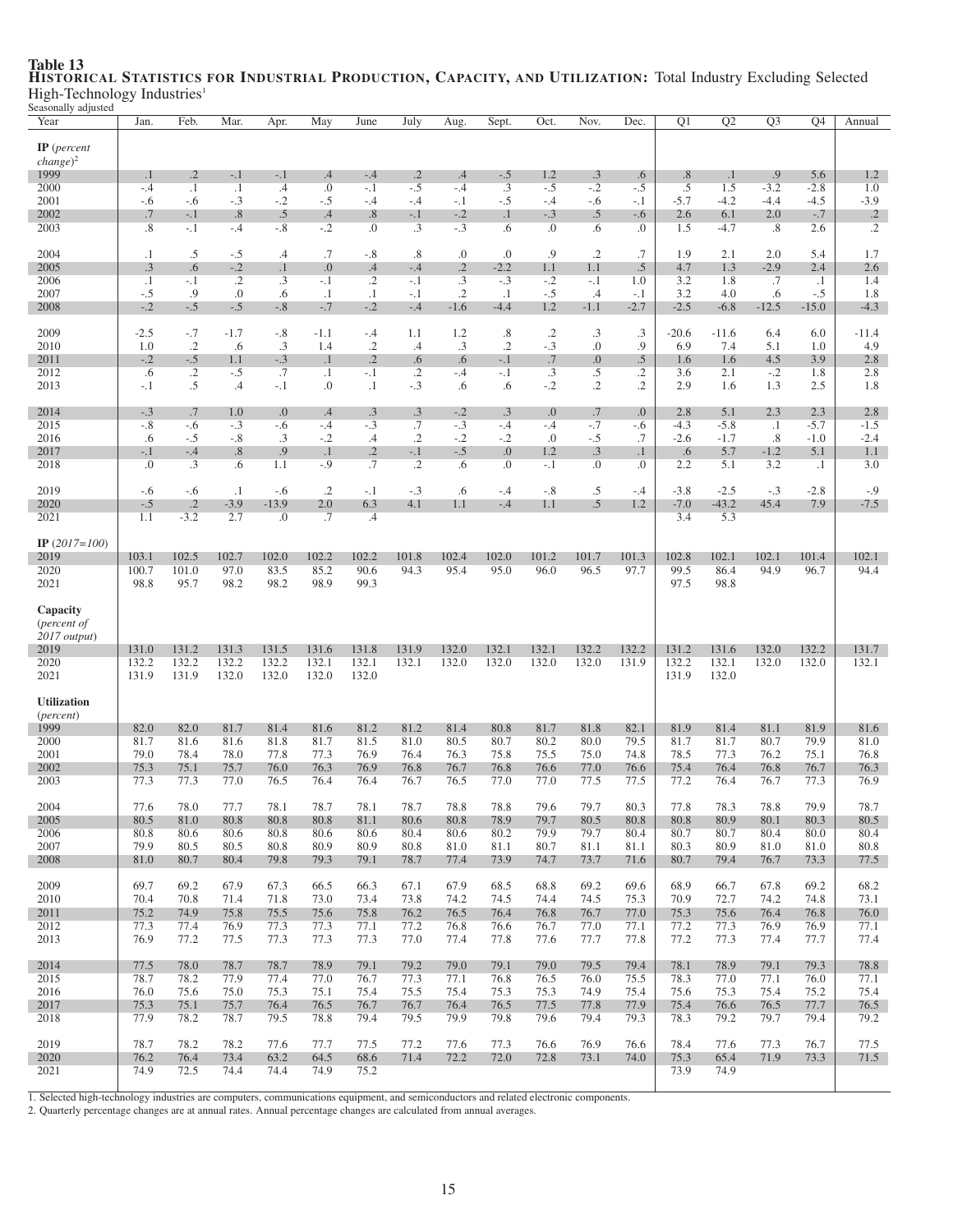**Table 13**

**HISTORICAL STATISTICS FOR INDUSTRIAL PRODUCTION, CAPACITY, AND UTILIZATION:** Total Industry Excluding Selected High-Technology Industries[1]

Seasonally adjusted

| Year | Jan. | Feb. | Mar. | Apr. | May | June | July | Aug. | Sept. | Oct. | Nov. | Dec. | Q1 | Q2 | Q3 | Q4 | Annual |
|---|---|---|---|---|---|---|---|---|---|---|---|---|---|---|---|---|---|
| **IP** *(percent change)*[2] | | | | | | | | | | | | | | | | | |
| 1999 | .1 | .2 | -.1 | -.1 | .4 | -.4 | .2 | .4 | -.5 | 1.2 | .3 | .6 | .8 | .1 | .9 | 5.6 | 1.2 |
| 2000 | -.4 | .1 | .1 | .4 | .0 | -.1 | -.5 | -.4 | .3 | -.5 | -.2 | -.5 | .5 | 1.5 | -3.2 | -2.8 | 1.0 |
| 2001 | -.6 | -.6 | -.3 | -.2 | -.5 | -.4 | -.4 | -.1 | -.5 | -.4 | -.6 | -.1 | -5.7 | -4.2 | -4.4 | -4.5 | -3.9 |
| 2002 | .7 | -.1 | .8 | .5 | .4 | .8 | -.1 | -.2 | .1 | -.3 | .5 | -.6 | 2.6 | 6.1 | 2.0 | -.7 | .2 |
| 2003 | .8 | -.1 | -.4 | -.8 | -.2 | .0 | .3 | -.3 | .6 | .0 | .6 | .0 | 1.5 | -4.7 | .8 | 2.6 | .2 |
| 2004 | .1 | .5 | -.5 | .4 | .7 | -.8 | .8 | .0 | .0 | .9 | .2 | .7 | 1.9 | 2.1 | 2.0 | 5.4 | 1.7 |
| 2005 | .3 | .6 | -.2 | .1 | .0 | .4 | -.4 | .2 | -2.2 | 1.1 | 1.1 | .5 | 4.7 | 1.3 | -2.9 | 2.4 | 2.6 |
| 2006 | .1 | -.1 | .2 | .3 | -.1 | .2 | -.1 | .3 | -.3 | -.2 | -.1 | 1.0 | 3.2 | 1.8 | .7 | .1 | 1.4 |
| 2007 | -.5 | .9 | .0 | .6 | .1 | .1 | -.1 | .2 | .1 | -.5 | .4 | -.1 | 3.2 | 4.0 | .6 | -.5 | 1.8 |
| 2008 | -.2 | -.5 | -.5 | -.8 | -.7 | -.2 | -.4 | -1.6 | -4.4 | 1.2 | -1.1 | -2.7 | -2.5 | -6.8 | -12.5 | -15.0 | -4.3 |
| 2009 | -2.5 | -.7 | -1.7 | -.8 | -1.1 | -.4 | 1.1 | 1.2 | .8 | .2 | .3 | .3 | -20.6 | -11.6 | 6.4 | 6.0 | -11.4 |
| 2010 | 1.0 | .2 | .6 | .3 | 1.4 | .2 | .4 | .3 | .2 | -.3 | .0 | .9 | 6.9 | 7.4 | 5.1 | 1.0 | 4.9 |
| 2011 | -.2 | -.5 | 1.1 | -.3 | .1 | .2 | .6 | .6 | -.1 | .7 | .0 | .5 | 1.6 | 1.6 | 4.5 | 3.9 | 2.8 |
| 2012 | .6 | .2 | -.5 | .7 | .1 | -.1 | .2 | -.4 | -.1 | .3 | .5 | .2 | 3.6 | 2.1 | -.2 | 1.8 | 2.8 |
| 2013 | -.1 | .5 | .4 | -.1 | .0 | .1 | -.3 | .6 | .6 | -.2 | .2 | .2 | 2.9 | 1.6 | 1.3 | 2.5 | 1.8 |
| 2014 | -.3 | .7 | 1.0 | .0 | .4 | .3 | .3 | -.2 | .3 | .0 | .7 | .0 | 2.8 | 5.1 | 2.3 | 2.3 | 2.8 |
| 2015 | -.8 | -.6 | -.3 | -.6 | -.4 | -.3 | .7 | -.3 | -.4 | -.4 | -.7 | -.6 | -4.3 | -5.8 | .1 | -5.7 | -1.5 |
| 2016 | .6 | -.5 | -.8 | .3 | -.2 | .4 | .2 | -.2 | -.2 | .0 | -.5 | .7 | -2.6 | -1.7 | .8 | -1.0 | -2.4 |
| 2017 | -.1 | -.4 | .8 | .9 | .1 | .2 | -.1 | -.5 | .0 | 1.2 | .3 | .1 | .6 | 5.7 | -1.2 | 5.1 | 1.1 |
| 2018 | .0 | .3 | .6 | 1.1 | -.9 | .7 | .2 | .6 | .0 | -.1 | .0 | .0 | 2.2 | 5.1 | 3.2 | .1 | 3.0 |
| 2019 | -.6 | -.6 | .1 | -.6 | .2 | -.1 | -.3 | .6 | -.4 | -.8 | .5 | -.4 | -3.8 | -2.5 | -.3 | -2.8 | -.9 |
| 2020 | -.5 | .2 | -3.9 | -13.9 | 2.0 | 6.3 | 4.1 | 1.1 | -.4 | 1.1 | .5 | 1.2 | -7.0 | -43.2 | 45.4 | 7.9 | -7.5 |
| 2021 | 1.1 | -3.2 | 2.7 | .0 | .7 | .4 | | | | | | | 3.4 | 5.3 | | | |
| **IP** *(2017=100)* | | | | | | | | | | | | | | | | | |
| 2019 | 103.1 | 102.5 | 102.7 | 102.0 | 102.2 | 102.2 | 101.8 | 102.4 | 102.0 | 101.2 | 101.7 | 101.3 | 102.8 | 102.1 | 102.1 | 101.4 | 102.1 |
| 2020 | 100.7 | 101.0 | 97.0 | 83.5 | 85.2 | 90.6 | 94.3 | 95.4 | 95.0 | 96.0 | 96.5 | 97.7 | 99.5 | 86.4 | 94.9 | 96.7 | 94.4 |
| 2021 | 98.8 | 95.7 | 98.2 | 98.2 | 98.9 | 99.3 | | | | | | | 97.5 | 98.8 | | | |
| **Capacity** *(percent of 2017 output)* | | | | | | | | | | | | | | | | | |
| 2019 | 131.0 | 131.2 | 131.3 | 131.5 | 131.6 | 131.8 | 131.9 | 132.0 | 132.1 | 132.1 | 132.2 | 132.2 | 131.2 | 131.6 | 132.0 | 132.2 | 131.7 |
| 2020 | 132.2 | 132.2 | 132.2 | 132.2 | 132.1 | 132.1 | 132.1 | 132.0 | 132.0 | 132.0 | 132.0 | 131.9 | 132.2 | 132.1 | 132.0 | 132.0 | 132.1 |
| 2021 | 131.9 | 131.9 | 132.0 | 132.0 | 132.0 | 132.0 | | | | | | | 131.9 | 132.0 | | | |
| **Utilization** *(percent)* | | | | | | | | | | | | | | | | | |
| 1999 | 82.0 | 82.0 | 81.7 | 81.4 | 81.6 | 81.2 | 81.2 | 81.4 | 80.8 | 81.7 | 81.8 | 82.1 | 81.9 | 81.4 | 81.1 | 81.9 | 81.6 |
| 2000 | 81.7 | 81.6 | 81.6 | 81.8 | 81.7 | 81.5 | 81.0 | 80.5 | 80.7 | 80.2 | 80.0 | 79.5 | 81.7 | 81.7 | 80.7 | 79.9 | 81.0 |
| 2001 | 79.0 | 78.4 | 78.0 | 77.8 | 77.3 | 76.9 | 76.4 | 76.3 | 75.8 | 75.5 | 75.0 | 74.8 | 78.5 | 77.3 | 76.2 | 75.1 | 76.8 |
| 2002 | 75.3 | 75.1 | 75.7 | 76.0 | 76.3 | 76.9 | 76.8 | 76.7 | 76.8 | 76.6 | 77.0 | 76.6 | 75.4 | 76.4 | 76.8 | 76.7 | 76.3 |
| 2003 | 77.3 | 77.3 | 77.0 | 76.5 | 76.4 | 76.4 | 76.7 | 76.5 | 77.0 | 77.0 | 77.5 | 77.5 | 77.2 | 76.4 | 76.7 | 77.3 | 76.9 |
| 2004 | 77.6 | 78.0 | 77.7 | 78.1 | 78.7 | 78.1 | 78.7 | 78.8 | 78.8 | 79.6 | 79.7 | 80.3 | 77.8 | 78.3 | 78.8 | 79.9 | 78.7 |
| 2005 | 80.5 | 81.0 | 80.8 | 80.8 | 80.8 | 81.1 | 80.6 | 80.8 | 78.9 | 79.7 | 80.5 | 80.8 | 80.8 | 80.9 | 80.1 | 80.3 | 80.5 |
| 2006 | 80.8 | 80.6 | 80.6 | 80.8 | 80.6 | 80.6 | 80.4 | 80.6 | 80.2 | 79.9 | 79.7 | 80.4 | 80.7 | 80.7 | 80.4 | 80.0 | 80.4 |
| 2007 | 79.9 | 80.5 | 80.5 | 80.8 | 80.9 | 80.9 | 80.8 | 81.0 | 81.1 | 80.7 | 81.1 | 81.1 | 80.3 | 80.9 | 81.0 | 81.0 | 80.8 |
| 2008 | 81.0 | 80.7 | 80.4 | 79.8 | 79.3 | 79.1 | 78.7 | 77.4 | 73.9 | 74.7 | 73.7 | 71.6 | 80.7 | 79.4 | 76.7 | 73.3 | 77.5 |
| 2009 | 69.7 | 69.2 | 67.9 | 67.3 | 66.5 | 66.3 | 67.1 | 67.9 | 68.5 | 68.8 | 69.2 | 69.6 | 68.9 | 66.7 | 67.8 | 69.2 | 68.2 |
| 2010 | 70.4 | 70.8 | 71.4 | 71.8 | 73.0 | 73.4 | 73.8 | 74.2 | 74.5 | 74.4 | 74.5 | 75.3 | 70.9 | 72.7 | 74.2 | 74.8 | 73.1 |
| 2011 | 75.2 | 74.9 | 75.8 | 75.5 | 75.6 | 75.8 | 76.2 | 76.5 | 76.4 | 76.8 | 76.7 | 77.0 | 75.3 | 75.6 | 76.4 | 76.8 | 76.0 |
| 2012 | 77.3 | 77.4 | 76.9 | 77.3 | 77.3 | 77.1 | 77.2 | 76.8 | 76.6 | 76.7 | 77.0 | 77.1 | 77.2 | 77.3 | 76.9 | 76.9 | 77.1 |
| 2013 | 76.9 | 77.2 | 77.5 | 77.3 | 77.3 | 77.3 | 77.0 | 77.4 | 77.8 | 77.6 | 77.7 | 77.8 | 77.2 | 77.3 | 77.4 | 77.7 | 77.4 |
| 2014 | 77.5 | 78.0 | 78.7 | 78.7 | 78.9 | 79.1 | 79.2 | 79.0 | 79.1 | 79.0 | 79.5 | 79.4 | 78.1 | 78.9 | 79.1 | 79.3 | 78.8 |
| 2015 | 78.7 | 78.2 | 77.9 | 77.4 | 77.0 | 76.7 | 77.3 | 77.1 | 76.8 | 76.5 | 76.0 | 75.5 | 78.3 | 77.0 | 77.1 | 76.0 | 77.1 |
| 2016 | 76.0 | 75.6 | 75.0 | 75.3 | 75.1 | 75.4 | 75.5 | 75.4 | 75.3 | 75.3 | 74.9 | 75.4 | 75.6 | 75.3 | 75.4 | 75.2 | 75.4 |
| 2017 | 75.3 | 75.1 | 75.7 | 76.4 | 76.5 | 76.7 | 76.7 | 76.4 | 76.5 | 77.5 | 77.8 | 77.9 | 75.4 | 76.6 | 76.5 | 77.7 | 76.5 |
| 2018 | 77.9 | 78.2 | 78.7 | 79.5 | 78.8 | 79.4 | 79.5 | 79.9 | 79.8 | 79.6 | 79.4 | 79.3 | 78.3 | 79.2 | 79.7 | 79.4 | 79.2 |
| 2019 | 78.7 | 78.2 | 78.2 | 77.6 | 77.7 | 77.5 | 77.2 | 77.6 | 77.3 | 76.6 | 76.9 | 76.6 | 78.4 | 77.6 | 77.3 | 76.7 | 77.5 |
| 2020 | 76.2 | 76.4 | 73.4 | 63.2 | 64.5 | 68.6 | 71.4 | 72.2 | 72.0 | 72.8 | 73.1 | 74.0 | 75.3 | 65.4 | 71.9 | 73.3 | 71.5 |
| 2021 | 74.9 | 72.5 | 74.4 | 74.4 | 74.9 | 75.2 | | | | | | | 73.9 | 74.9 | | | |

1. Selected high-technology industries are computers, communications equipment, and semiconductors and related electronic components.
2. Quarterly percentage changes are at annual rates. Annual percentage changes are calculated from annual averages.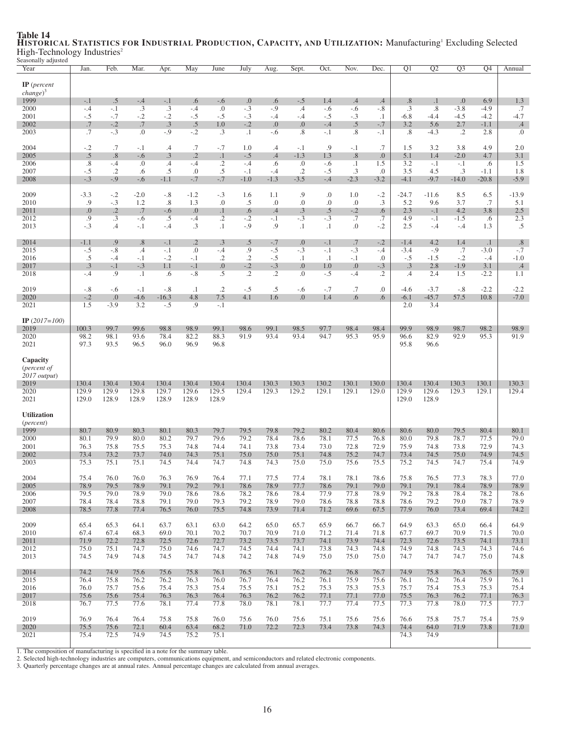**Table 14**

**HISTORICAL STATISTICS FOR INDUSTRIAL PRODUCTION, CAPACITY, AND UTILIZATION:** Manufacturing[1] Excluding Selected High-Technology Industries[2]

Seasonally adjusted

| Year | Jan. | Feb. | Mar. | Apr. | May | June | July | Aug. | Sept. | Oct. | Nov. | Dec. | Q1 | Q2 | Q3 | Q4 | Annual |
|---|---|---|---|---|---|---|---|---|---|---|---|---|---|---|---|---|---|
| **IP** (*percent change*)[3] | | | | | | | | | | | | | | | | | |
| 1999 | -.1 | .5 | -.4 | -.1 | .6 | -.6 | .0 | .6 | -.5 | 1.4 | .4 | .4 | .8 | .1 | .0 | 6.9 | 1.3 |
| 2000 | -.4 | -.1 | .3 | .3 | -.4 | .0 | -.3 | -.9 | .4 | -.6 | -.6 | -.8 | .3 | .8 | -3.8 | -4.9 | .7 |
| 2001 | -.5 | -.7 | -.2 | -.2 | -.5 | -.5 | -.3 | -.4 | -.4 | -.5 | -.3 | .1 | -6.8 | -4.4 | -4.5 | -4.2 | -4.7 |
| 2002 | .7 | -.2 | .7 | .3 | .5 | 1.0 | -.2 | .0 | .0 | -.4 | .5 | -.7 | 3.2 | 5.6 | 2.7 | -1.1 | .4 |
| 2003 | .7 | -.3 | .0 | -.9 | -.2 | .3 | .1 | -.6 | .8 | -.1 | .8 | -.1 | .8 | -4.3 | .2 | 2.8 | .0 |
| 2004 | -.2 | .7 | -.1 | .4 | .7 | -.7 | 1.0 | .4 | -.1 | .9 | -.1 | .7 | 1.5 | 3.2 | 3.8 | 4.9 | 2.0 |
| 2005 | .5 | .8 | -.6 | .3 | .2 | .1 | -.5 | .4 | -1.3 | 1.3 | .8 | .0 | 5.1 | 1.4 | -2.0 | 4.7 | 3.1 |
| 2006 | .8 | -.4 | .0 | .4 | -.4 | .2 | -.4 | .6 | .0 | -.6 | .1 | 1.5 | 3.2 | -.1 | -.1 | .6 | 1.5 |
| 2007 | -.5 | .2 | .6 | .5 | .0 | .5 | -.1 | -.4 | .2 | -.5 | .3 | .0 | 3.5 | 4.5 | .3 | -1.1 | 1.8 |
| 2008 | -.3 | -.9 | -.6 | -1.1 | -.7 | -.7 | -1.0 | -1.3 | -3.5 | -.4 | -2.3 | -3.2 | -4.1 | -9.7 | -14.0 | -20.8 | -5.9 |
| 2009 | -3.3 | -.2 | -2.0 | -.8 | -1.2 | -.3 | 1.6 | 1.1 | .9 | .0 | 1.0 | -.2 | -24.7 | -11.6 | 8.5 | 6.5 | -13.9 |
| 2010 | .9 | -.3 | 1.2 | .8 | 1.3 | .0 | .5 | .0 | .0 | .0 | .0 | .3 | 5.2 | 9.6 | 3.7 | .7 | 5.1 |
| 2011 | .0 | .2 | .7 | -.6 | .0 | .1 | .6 | .4 | .3 | .5 | -.2 | .6 | 2.3 | -.1 | 4.2 | 3.8 | 2.5 |
| 2012 | .9 | .3 | -.6 | .5 | -.4 | .2 | -.2 | -.1 | -.3 | -.3 | .7 | .7 | 4.9 | -.1 | -1.5 | .6 | 2.3 |
| 2013 | -.3 | .4 | -.1 | -.4 | .3 | .1 | -.9 | .9 | .1 | .1 | .0 | -.2 | 2.5 | -.4 | -.4 | 1.3 | .5 |
| 2014 | -1.1 | .9 | .8 | -.1 | .2 | .3 | .5 | -.7 | .0 | -.1 | .7 | -.2 | -1.4 | 4.2 | 1.4 | .1 | .8 |
| 2015 | -.5 | -.8 | .4 | -.1 | .0 | -.4 | .9 | -.5 | -.3 | -.1 | -.3 | -.4 | -3.4 | -.9 | .7 | -3.0 | -.7 |
| 2016 | .5 | -.4 | -.1 | -.2 | -.1 | .2 | .2 | -.5 | .1 | .1 | -.1 | .0 | -.5 | -1.5 | -.2 | -.4 | -1.0 |
| 2017 | .3 | -.1 | -.3 | 1.1 | -.1 | .0 | -.2 | -.3 | .0 | 1.0 | .0 | -.3 | .3 | 2.8 | -1.9 | 3.1 | .4 |
| 2018 | -.4 | .9 | .1 | .6 | -.8 | .5 | .2 | .2 | .0 | -.5 | -.4 | .2 | .4 | 2.4 | 1.5 | -2.2 | 1.1 |
| 2019 | -.8 | -.6 | -.1 | -.8 | .1 | .2 | -.5 | .5 | -.6 | -.7 | .7 | .0 | -4.6 | -3.7 | -.8 | -2.2 | -2.2 |
| 2020 | -.2 | .0 | -4.6 | -16.3 | 4.8 | 7.5 | 4.1 | 1.6 | .0 | 1.4 | .6 | .6 | -6.1 | -45.7 | 57.5 | 10.8 | -7.0 |
| 2021 | 1.5 | -3.9 | 3.2 | -.5 | .9 | -.1 | | | | | | | 2.0 | 3.4 | | | |
| **IP** (*2017=100*) | | | | | | | | | | | | | | | | | |
| 2019 | 100.3 | 99.7 | 99.6 | 98.8 | 98.9 | 99.1 | 98.6 | 99.1 | 98.5 | 97.7 | 98.4 | 98.4 | 99.9 | 98.9 | 98.7 | 98.2 | 98.9 |
| 2020 | 98.2 | 98.1 | 93.6 | 78.4 | 82.2 | 88.3 | 91.9 | 93.4 | 93.4 | 94.7 | 95.3 | 95.9 | 96.6 | 82.9 | 92.9 | 95.3 | 91.9 |
| 2021 | 97.3 | 93.5 | 96.5 | 96.0 | 96.9 | 96.8 | | | | | | | 95.8 | 96.6 | | | |
| **Capacity** (*percent of 2017 output*) | | | | | | | | | | | | | | | | | |
| 2019 | 130.4 | 130.4 | 130.4 | 130.4 | 130.4 | 130.4 | 130.4 | 130.3 | 130.3 | 130.2 | 130.1 | 130.0 | 130.4 | 130.4 | 130.3 | 130.1 | 130.3 |
| 2020 | 129.9 | 129.9 | 129.8 | 129.7 | 129.6 | 129.5 | 129.4 | 129.3 | 129.2 | 129.1 | 129.1 | 129.0 | 129.9 | 129.6 | 129.3 | 129.1 | 129.4 |
| 2021 | 129.0 | 128.9 | 128.9 | 128.9 | 128.9 | 128.9 | | | | | | | 129.0 | 128.9 | | | |
| **Utilization** (*percent*) | | | | | | | | | | | | | | | | | |
| 1999 | 80.7 | 80.9 | 80.3 | 80.1 | 80.3 | 79.7 | 79.5 | 79.8 | 79.2 | 80.2 | 80.4 | 80.6 | 80.6 | 80.0 | 79.5 | 80.4 | 80.1 |
| 2000 | 80.1 | 79.9 | 80.0 | 80.2 | 79.7 | 79.6 | 79.2 | 78.4 | 78.6 | 78.1 | 77.5 | 76.8 | 80.0 | 79.8 | 78.7 | 77.5 | 79.0 |
| 2001 | 76.3 | 75.8 | 75.5 | 75.3 | 74.8 | 74.4 | 74.1 | 73.8 | 73.4 | 73.0 | 72.8 | 72.9 | 75.9 | 74.8 | 73.8 | 72.9 | 74.3 |
| 2002 | 73.4 | 73.2 | 73.7 | 74.0 | 74.3 | 75.1 | 75.0 | 75.0 | 75.1 | 74.8 | 75.2 | 74.7 | 73.4 | 74.5 | 75.0 | 74.9 | 74.5 |
| 2003 | 75.3 | 75.1 | 75.1 | 74.5 | 74.4 | 74.7 | 74.8 | 74.3 | 75.0 | 75.0 | 75.6 | 75.5 | 75.2 | 74.5 | 74.7 | 75.4 | 74.9 |
| 2004 | 75.4 | 76.0 | 76.0 | 76.3 | 76.9 | 76.4 | 77.1 | 77.5 | 77.4 | 78.1 | 78.1 | 78.6 | 75.8 | 76.5 | 77.3 | 78.3 | 77.0 |
| 2005 | 78.9 | 79.5 | 78.9 | 79.1 | 79.2 | 79.1 | 78.6 | 78.9 | 77.7 | 78.6 | 79.1 | 79.0 | 79.1 | 79.1 | 78.4 | 78.9 | 78.9 |
| 2006 | 79.5 | 79.0 | 78.9 | 79.0 | 78.6 | 78.6 | 78.2 | 78.6 | 78.4 | 77.9 | 77.8 | 78.9 | 79.2 | 78.8 | 78.4 | 78.2 | 78.6 |
| 2007 | 78.4 | 78.4 | 78.8 | 79.1 | 79.0 | 79.3 | 79.2 | 78.9 | 79.0 | 78.6 | 78.8 | 78.8 | 78.6 | 79.2 | 79.0 | 78.7 | 78.9 |
| 2008 | 78.5 | 77.8 | 77.4 | 76.5 | 76.0 | 75.5 | 74.8 | 73.9 | 71.4 | 71.2 | 69.6 | 67.5 | 77.9 | 76.0 | 73.4 | 69.4 | 74.2 |
| 2009 | 65.4 | 65.3 | 64.1 | 63.7 | 63.1 | 63.0 | 64.2 | 65.0 | 65.7 | 65.9 | 66.7 | 66.7 | 64.9 | 63.3 | 65.0 | 66.4 | 64.9 |
| 2010 | 67.4 | 67.4 | 68.3 | 69.0 | 70.1 | 70.2 | 70.7 | 70.9 | 71.0 | 71.2 | 71.4 | 71.8 | 67.7 | 69.7 | 70.9 | 71.5 | 70.0 |
| 2011 | 71.9 | 72.2 | 72.8 | 72.5 | 72.6 | 72.7 | 73.2 | 73.5 | 73.7 | 74.1 | 73.9 | 74.4 | 72.3 | 72.6 | 73.5 | 74.1 | 73.1 |
| 2012 | 75.0 | 75.1 | 74.7 | 75.0 | 74.6 | 74.7 | 74.5 | 74.4 | 74.1 | 73.8 | 74.3 | 74.8 | 74.9 | 74.8 | 74.3 | 74.3 | 74.6 |
| 2013 | 74.5 | 74.9 | 74.8 | 74.5 | 74.7 | 74.8 | 74.2 | 74.8 | 74.9 | 75.0 | 75.0 | 75.0 | 74.7 | 74.7 | 74.7 | 75.0 | 74.8 |
| 2014 | 74.2 | 74.9 | 75.6 | 75.6 | 75.8 | 76.1 | 76.5 | 76.1 | 76.2 | 76.2 | 76.8 | 76.7 | 74.9 | 75.8 | 76.3 | 76.5 | 75.9 |
| 2015 | 76.4 | 75.8 | 76.2 | 76.2 | 76.3 | 76.0 | 76.7 | 76.4 | 76.2 | 76.1 | 75.9 | 75.6 | 76.1 | 76.2 | 76.4 | 75.9 | 76.1 |
| 2016 | 76.0 | 75.7 | 75.6 | 75.4 | 75.3 | 75.4 | 75.5 | 75.1 | 75.2 | 75.3 | 75.3 | 75.3 | 75.7 | 75.4 | 75.3 | 75.3 | 75.4 |
| 2017 | 75.6 | 75.6 | 75.4 | 76.3 | 76.3 | 76.4 | 76.3 | 76.2 | 76.2 | 77.1 | 77.1 | 77.0 | 75.5 | 76.3 | 76.2 | 77.1 | 76.3 |
| 2018 | 76.7 | 77.5 | 77.6 | 78.1 | 77.4 | 77.8 | 78.0 | 78.1 | 78.1 | 77.7 | 77.4 | 77.5 | 77.3 | 77.8 | 78.0 | 77.5 | 77.7 |
| 2019 | 76.9 | 76.4 | 76.4 | 75.8 | 75.8 | 76.0 | 75.6 | 76.0 | 75.6 | 75.1 | 75.6 | 75.6 | 76.6 | 75.8 | 75.7 | 75.4 | 75.9 |
| 2020 | 75.5 | 75.6 | 72.1 | 60.4 | 63.4 | 68.2 | 71.0 | 72.2 | 72.3 | 73.4 | 73.8 | 74.3 | 74.4 | 64.0 | 71.9 | 73.8 | 71.0 |
| 2021 | 75.4 | 72.5 | 74.9 | 74.5 | 75.2 | 75.1 | | | | | | | 74.3 | 74.9 | | | |

1. The composition of manufacturing is specified in a note for the summary table.
2. Selected high-technology industries are computers, communications equipment, and semiconductors and related electronic components.
3. Quarterly percentage changes are at annual rates. Annual percentage changes are calculated from annual averages.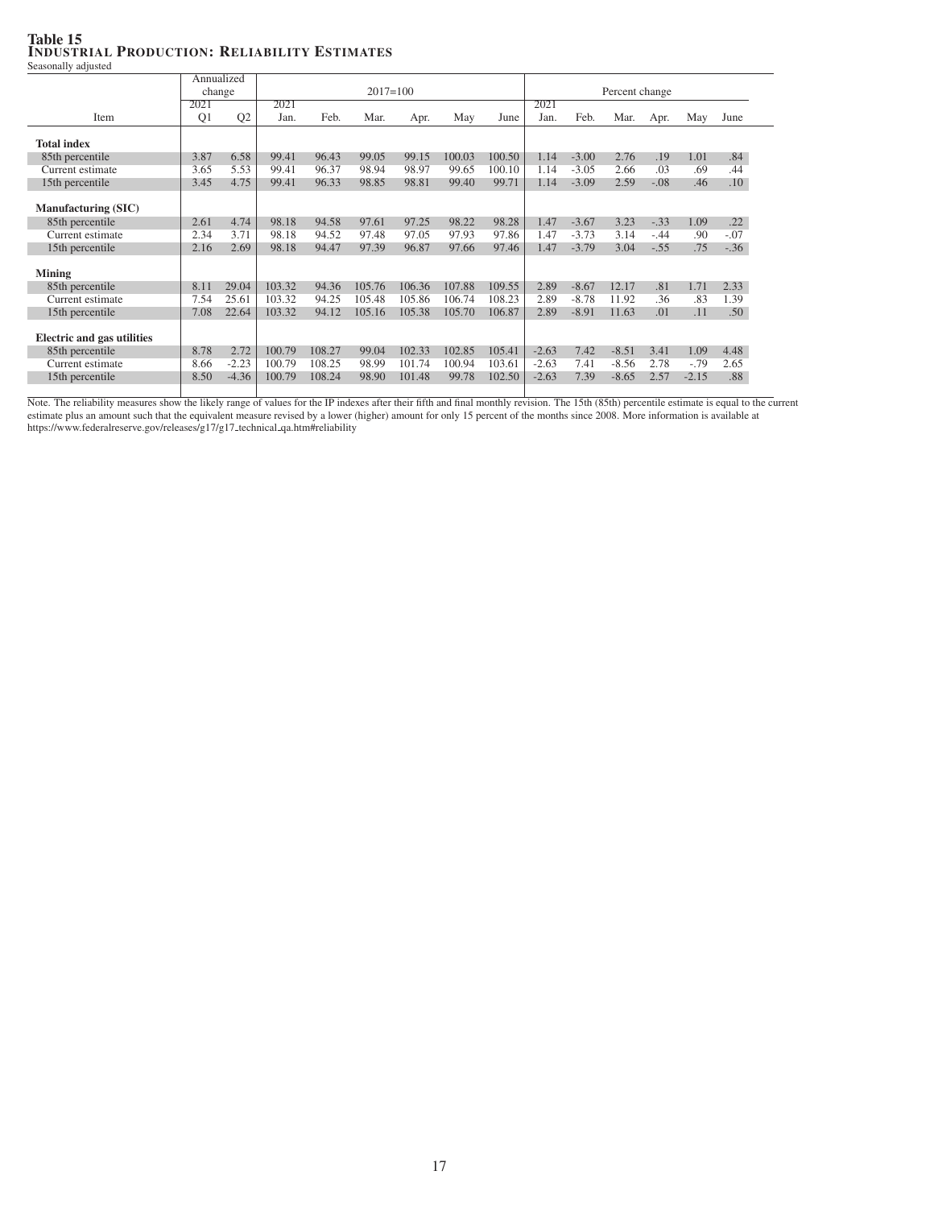**Table 15**
**Industrial Production: Reliability Estimates**
Seasonally adjusted

| Item | Annualized change | | 2017=100 | | | | | | Percent change | | | | | |
|---|---|---|---|---|---|---|---|---|---|---|---|---|---|---|
| | 2021 Q1 | Q2 | 2021 Jan. | Feb. | Mar. | Apr. | May | June | 2021 Jan. | Feb. | Mar. | Apr. | May | June |
| **Total index** | | | | | | | | | | | | | | |
| 85th percentile | 3.87 | 6.58 | 99.41 | 96.43 | 99.05 | 99.15 | 100.03 | 100.50 | 1.14 | -3.00 | 2.76 | .19 | 1.01 | .84 |
| Current estimate | 3.65 | 5.53 | 99.41 | 96.37 | 98.94 | 98.97 | 99.65 | 100.10 | 1.14 | -3.05 | 2.66 | .03 | .69 | .44 |
| 15th percentile | 3.45 | 4.75 | 99.41 | 96.33 | 98.85 | 98.81 | 99.40 | 99.71 | 1.14 | -3.09 | 2.59 | -.08 | .46 | .10 |
| **Manufacturing (SIC)** | | | | | | | | | | | | | | |
| 85th percentile | 2.61 | 4.74 | 98.18 | 94.58 | 97.61 | 97.25 | 98.22 | 98.28 | 1.47 | -3.67 | 3.23 | -.33 | 1.09 | .22 |
| Current estimate | 2.34 | 3.71 | 98.18 | 94.52 | 97.48 | 97.05 | 97.93 | 97.86 | 1.47 | -3.73 | 3.14 | -.44 | .90 | -.07 |
| 15th percentile | 2.16 | 2.69 | 98.18 | 94.47 | 97.39 | 96.87 | 97.66 | 97.46 | 1.47 | -3.79 | 3.04 | -.55 | .75 | -.36 |
| **Mining** | | | | | | | | | | | | | | |
| 85th percentile | 8.11 | 29.04 | 103.32 | 94.36 | 105.76 | 106.36 | 107.88 | 109.55 | 2.89 | -8.67 | 12.17 | .81 | 1.71 | 2.33 |
| Current estimate | 7.54 | 25.61 | 103.32 | 94.25 | 105.48 | 105.86 | 106.74 | 108.23 | 2.89 | -8.78 | 11.92 | .36 | .83 | 1.39 |
| 15th percentile | 7.08 | 22.64 | 103.32 | 94.12 | 105.16 | 105.38 | 105.70 | 106.87 | 2.89 | -8.91 | 11.63 | .01 | .11 | .50 |
| **Electric and gas utilities** | | | | | | | | | | | | | | |
| 85th percentile | 8.78 | 2.72 | 100.79 | 108.27 | 99.04 | 102.33 | 102.85 | 105.41 | -2.63 | 7.42 | -8.51 | 3.41 | 1.09 | 4.48 |
| Current estimate | 8.66 | -2.23 | 100.79 | 108.25 | 98.99 | 101.74 | 100.94 | 103.61 | -2.63 | 7.41 | -8.56 | 2.78 | -.79 | 2.65 |
| 15th percentile | 8.50 | -4.36 | 100.79 | 108.24 | 98.90 | 101.48 | 99.78 | 102.50 | -2.63 | 7.39 | -8.65 | 2.57 | -2.15 | .88 |

Note. The reliability measures show the likely range of values for the IP indexes after their fifth and final monthly revision. The 15th (85th) percentile estimate is equal to the current estimate plus an amount such that the equivalent measure revised by a lower (higher) amount for only 15 percent of the months since 2008. More information is available at https://www.federalreserve.gov/releases/g17/g17_technical_qa.htm#reliability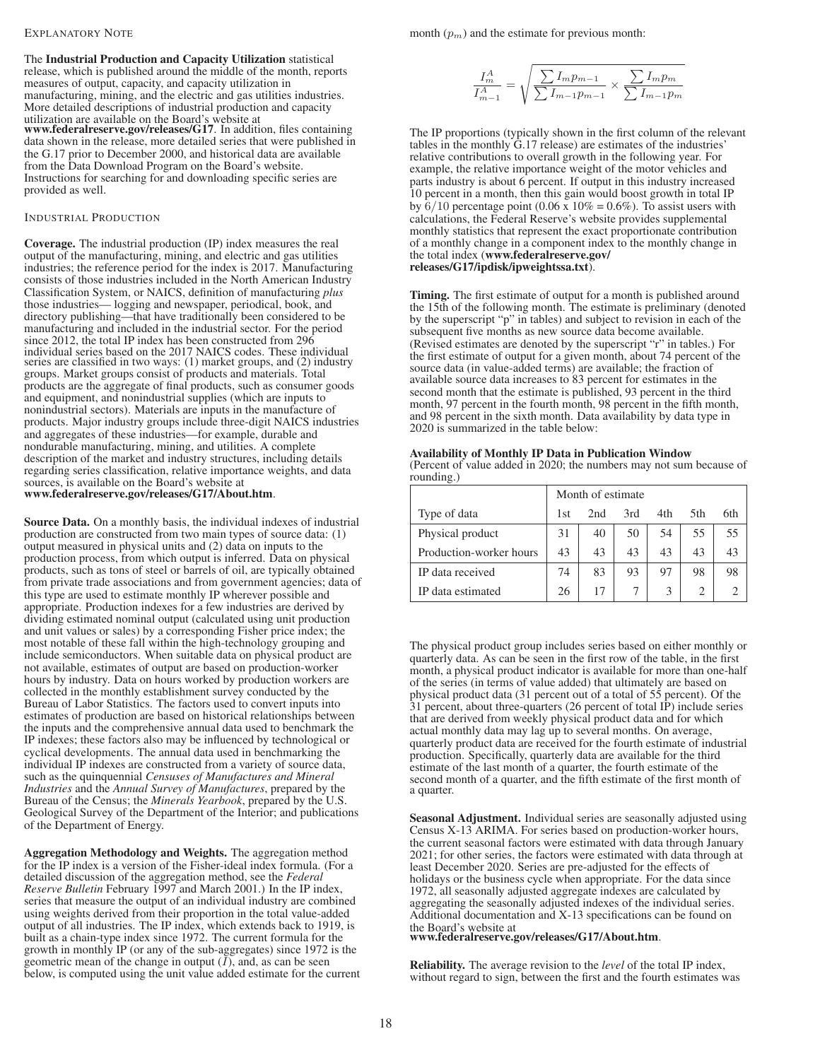## Explanatory Note

The **Industrial Production and Capacity Utilization** statistical release, which is published around the middle of the month, reports measures of output, capacity, and capacity utilization in manufacturing, mining, and the electric and gas utilities industries. More detailed descriptions of industrial production and capacity utilization are available on the Board's website at **www.federalreserve.gov/releases/G17**. In addition, files containing data shown in the release, more detailed series that were published in the G.17 prior to December 2000, and historical data are available from the Data Download Program on the Board's website. Instructions for searching for and downloading specific series are provided as well.

## Industrial Production

**Coverage.** The industrial production (IP) index measures the real output of the manufacturing, mining, and electric and gas utilities industries; the reference period for the index is 2017. Manufacturing consists of those industries included in the North American Industry Classification System, or NAICS, definition of manufacturing *plus* those industries— logging and newspaper, periodical, book, and directory publishing—that have traditionally been considered to be manufacturing and included in the industrial sector. For the period since 2012, the total IP index has been constructed from 296 individual series based on the 2017 NAICS codes. These individual series are classified in two ways: (1) market groups, and (2) industry groups. Market groups consist of products and materials. Total products are the aggregate of final products, such as consumer goods and equipment, and nonindustrial supplies (which are inputs to nonindustrial sectors). Materials are inputs in the manufacture of products. Major industry groups include three-digit NAICS industries and aggregates of these industries—for example, durable and nondurable manufacturing, mining, and utilities. A complete description of the market and industry structures, including details regarding series classification, relative importance weights, and data sources, is available on the Board's website at **www.federalreserve.gov/releases/G17/About.htm**.

**Source Data.** On a monthly basis, the individual indexes of industrial production are constructed from two main types of source data: (1) output measured in physical units and (2) data on inputs to the production process, from which output is inferred. Data on physical products, such as tons of steel or barrels of oil, are typically obtained from private trade associations and from government agencies; data of this type are used to estimate monthly IP wherever possible and appropriate. Production indexes for a few industries are derived by dividing estimated nominal output (calculated using unit production and unit values or sales) by a corresponding Fisher price index; the most notable of these fall within the high-technology grouping and include semiconductors. When suitable data on physical product are not available, estimates of output are based on production-worker hours by industry. Data on hours worked by production workers are collected in the monthly establishment survey conducted by the Bureau of Labor Statistics. The factors used to convert inputs into estimates of production are based on historical relationships between the inputs and the comprehensive annual data used to benchmark the IP indexes; these factors also may be influenced by technological or cyclical developments. The annual data used in benchmarking the individual IP indexes are constructed from a variety of source data, such as the quinquennial *Censuses of Manufactures and Mineral Industries* and the *Annual Survey of Manufactures*, prepared by the Bureau of the Census; the *Minerals Yearbook*, prepared by the U.S. Geological Survey of the Department of the Interior; and publications of the Department of Energy.

**Aggregation Methodology and Weights.** The aggregation method for the IP index is a version of the Fisher-ideal index formula. (For a detailed discussion of the aggregation method, see the *Federal Reserve Bulletin* February 1997 and March 2001.) In the IP index, series that measure the output of an individual industry are combined using weights derived from their proportion in the total value-added output of all industries. The IP index, which extends back to 1919, is built as a chain-type index since 1972. The current formula for the growth in monthly IP (or any of the sub-aggregates) since 1972 is the geometric mean of the change in output ($I$), and, as can be seen below, is computed using the unit value added estimate for the current month ($p_m$) and the estimate for previous month:

$$\frac{I_m^A}{I_{m-1}^A} = \sqrt{\frac{\sum I_m p_{m-1}}{\sum I_{m-1} p_{m-1}} \times \frac{\sum I_m p_m}{\sum I_{m-1} p_m}}$$

The IP proportions (typically shown in the first column of the relevant tables in the monthly G.17 release) are estimates of the industries' relative contributions to overall growth in the following year. For example, the relative importance weight of the motor vehicles and parts industry is about 6 percent. If output in this industry increased 10 percent in a month, then this gain would boost growth in total IP by $6/10$ percentage point ($0.06 \times 10\% = 0.6\%$). To assist users with calculations, the Federal Reserve's website provides supplemental monthly statistics that represent the exact proportionate contribution of a monthly change in a component index to the monthly change in the total index (**www.federalreserve.gov/releases/G17/ipdisk/ipweightssa.txt**).

**Timing.** The first estimate of output for a month is published around the 15th of the following month. The estimate is preliminary (denoted by the superscript "p" in tables) and subject to revision in each of the subsequent five months as new source data become available. (Revised estimates are denoted by the superscript "r" in tables.) For the first estimate of output for a given month, about 74 percent of the source data (in value-added terms) are available; the fraction of available source data increases to 83 percent for estimates in the second month that the estimate is published, 93 percent in the third month, 97 percent in the fourth month, 98 percent in the fifth month, and 98 percent in the sixth month. Data availability by data type in 2020 is summarized in the table below:

**Availability of Monthly IP Data in Publication Window**
(Percent of value added in 2020; the numbers may not sum because of rounding.)

| | Month of estimate | | | | | |
|---|---|---|---|---|---|---|
| Type of data | 1st | 2nd | 3rd | 4th | 5th | 6th |
| Physical product | 31 | 40 | 50 | 54 | 55 | 55 |
| Production-worker hours | 43 | 43 | 43 | 43 | 43 | 43 |
| IP data received | 74 | 83 | 93 | 97 | 98 | 98 |
| IP data estimated | 26 | 17 | 7 | 3 | 2 | 2 |

The physical product group includes series based on either monthly or quarterly data. As can be seen in the first row of the table, in the first month, a physical product indicator is available for more than one-half of the series (in terms of value added) that ultimately are based on physical product data (31 percent out of a total of 55 percent). Of the 31 percent, about three-quarters (26 percent of total IP) include series that are derived from weekly physical product data and for which actual monthly data may lag up to several months. On average, quarterly product data are received for the fourth estimate of industrial production. Specifically, quarterly data are available for the third estimate of the last month of a quarter, the fourth estimate of the second month of a quarter, and the fifth estimate of the first month of a quarter.

**Seasonal Adjustment.** Individual series are seasonally adjusted using Census X-13 ARIMA. For series based on production-worker hours, the current seasonal factors were estimated with data through January 2021; for other series, the factors were estimated with data through at least December 2020. Series are pre-adjusted for the effects of holidays or the business cycle when appropriate. For the data since 1972, all seasonally adjusted aggregate indexes are calculated by aggregating the seasonally adjusted indexes of the individual series. Additional documentation and X-13 specifications can be found on the Board's website at **www.federalreserve.gov/releases/G17/About.htm**.

**Reliability.** The average revision to the *level* of the total IP index, without regard to sign, between the first and the fourth estimates was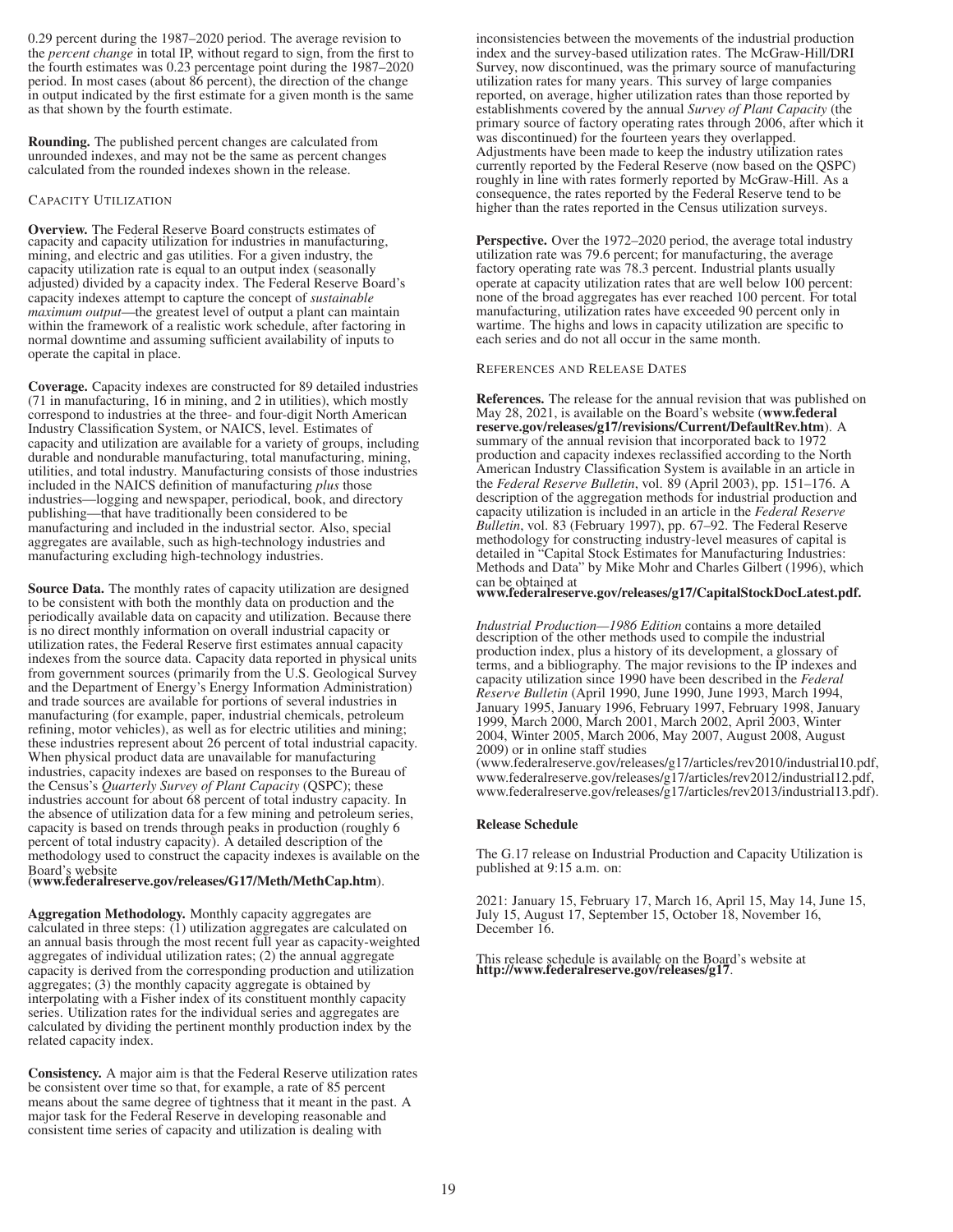0.29 percent during the 1987–2020 period. The average revision to the *percent change* in total IP, without regard to sign, from the first to the fourth estimates was 0.23 percentage point during the 1987–2020 period. In most cases (about 86 percent), the direction of the change in output indicated by the first estimate for a given month is the same as that shown by the fourth estimate.

**Rounding.** The published percent changes are calculated from unrounded indexes, and may not be the same as percent changes calculated from the rounded indexes shown in the release.

### Capacity Utilization

**Overview.** The Federal Reserve Board constructs estimates of capacity and capacity utilization for industries in manufacturing, mining, and electric and gas utilities. For a given industry, the capacity utilization rate is equal to an output index (seasonally adjusted) divided by a capacity index. The Federal Reserve Board's capacity indexes attempt to capture the concept of *sustainable maximum output*—the greatest level of output a plant can maintain within the framework of a realistic work schedule, after factoring in normal downtime and assuming sufficient availability of inputs to operate the capital in place.

**Coverage.** Capacity indexes are constructed for 89 detailed industries (71 in manufacturing, 16 in mining, and 2 in utilities), which mostly correspond to industries at the three- and four-digit North American Industry Classification System, or NAICS, level. Estimates of capacity and utilization are available for a variety of groups, including durable and nondurable manufacturing, total manufacturing, mining, utilities, and total industry. Manufacturing consists of those industries included in the NAICS definition of manufacturing *plus* those industries—logging and newspaper, periodical, book, and directory publishing—that have traditionally been considered to be manufacturing and included in the industrial sector. Also, special aggregates are available, such as high-technology industries and manufacturing excluding high-technology industries.

**Source Data.** The monthly rates of capacity utilization are designed to be consistent with both the monthly data on production and the periodically available data on capacity and utilization. Because there is no direct monthly information on overall industrial capacity or utilization rates, the Federal Reserve first estimates annual capacity indexes from the source data. Capacity data reported in physical units from government sources (primarily from the U.S. Geological Survey and the Department of Energy's Energy Information Administration) and trade sources are available for portions of several industries in manufacturing (for example, paper, industrial chemicals, petroleum refining, motor vehicles), as well as for electric utilities and mining; these industries represent about 26 percent of total industrial capacity. When physical product data are unavailable for manufacturing industries, capacity indexes are based on responses to the Bureau of the Census's *Quarterly Survey of Plant Capacity* (QSPC); these industries account for about 68 percent of total industry capacity. In the absence of utilization data for a few mining and petroleum series, capacity is based on trends through peaks in production (roughly 6 percent of total industry capacity). A detailed description of the methodology used to construct the capacity indexes is available on the Board's website (**www.federalreserve.gov/releases/G17/Meth/MethCap.htm**).

**Aggregation Methodology.** Monthly capacity aggregates are calculated in three steps: (1) utilization aggregates are calculated on an annual basis through the most recent full year as capacity-weighted aggregates of individual utilization rates; (2) the annual aggregate capacity is derived from the corresponding production and utilization aggregates; (3) the monthly capacity aggregate is obtained by interpolating with a Fisher index of its constituent monthly capacity series. Utilization rates for the individual series and aggregates are calculated by dividing the pertinent monthly production index by the related capacity index.

**Consistency.** A major aim is that the Federal Reserve utilization rates be consistent over time so that, for example, a rate of 85 percent means about the same degree of tightness that it meant in the past. A major task for the Federal Reserve in developing reasonable and consistent time series of capacity and utilization is dealing with inconsistencies between the movements of the industrial production index and the survey-based utilization rates. The McGraw-Hill/DRI Survey, now discontinued, was the primary source of manufacturing utilization rates for many years. This survey of large companies reported, on average, higher utilization rates than those reported by establishments covered by the annual *Survey of Plant Capacity* (the primary source of factory operating rates through 2006, after which it was discontinued) for the fourteen years they overlapped. Adjustments have been made to keep the industry utilization rates currently reported by the Federal Reserve (now based on the QSPC) roughly in line with rates formerly reported by McGraw-Hill. As a consequence, the rates reported by the Federal Reserve tend to be higher than the rates reported in the Census utilization surveys.

**Perspective.** Over the 1972–2020 period, the average total industry utilization rate was 79.6 percent; for manufacturing, the average factory operating rate was 78.3 percent. Industrial plants usually operate at capacity utilization rates that are well below 100 percent: none of the broad aggregates has ever reached 100 percent. For total manufacturing, utilization rates have exceeded 90 percent only in wartime. The highs and lows in capacity utilization are specific to each series and do not all occur in the same month.

### References and Release Dates

**References.** The release for the annual revision that was published on May 28, 2021, is available on the Board's website (**www.federalreserve.gov/releases/g17/revisions/Current/DefaultRev.htm**). A summary of the annual revision that incorporated back to 1972 production and capacity indexes reclassified according to the North American Industry Classification System is available in an article in the *Federal Reserve Bulletin*, vol. 89 (April 2003), pp. 151–176. A description of the aggregation methods for industrial production and capacity utilization is included in an article in the *Federal Reserve Bulletin*, vol. 83 (February 1997), pp. 67–92. The Federal Reserve methodology for constructing industry-level measures of capital is detailed in "Capital Stock Estimates for Manufacturing Industries: Methods and Data" by Mike Mohr and Charles Gilbert (1996), which can be obtained at
**www.federalreserve.gov/releases/g17/CapitalStockDocLatest.pdf.**

*Industrial Production—1986 Edition* contains a more detailed description of the other methods used to compile the industrial production index, plus a history of its development, a glossary of terms, and a bibliography. The major revisions to the IP indexes and capacity utilization since 1990 have been described in the *Federal Reserve Bulletin* (April 1990, June 1990, June 1993, March 1994, January 1995, January 1996, February 1997, February 1998, January 1999, March 2000, March 2001, March 2002, April 2003, Winter 2004, Winter 2005, March 2006, May 2007, August 2008, August 2009) or in online staff studies (www.federalreserve.gov/releases/g17/articles/rev2010/industrial10.pdf, www.federalreserve.gov/releases/g17/articles/rev2012/industrial12.pdf, www.federalreserve.gov/releases/g17/articles/rev2013/industrial13.pdf).

#### Release Schedule

The G.17 release on Industrial Production and Capacity Utilization is published at 9:15 a.m. on:

2021: January 15, February 17, March 16, April 15, May 14, June 15, July 15, August 17, September 15, October 18, November 16, December 16.

This release schedule is available on the Board's website at **http://www.federalreserve.gov/releases/g17**.